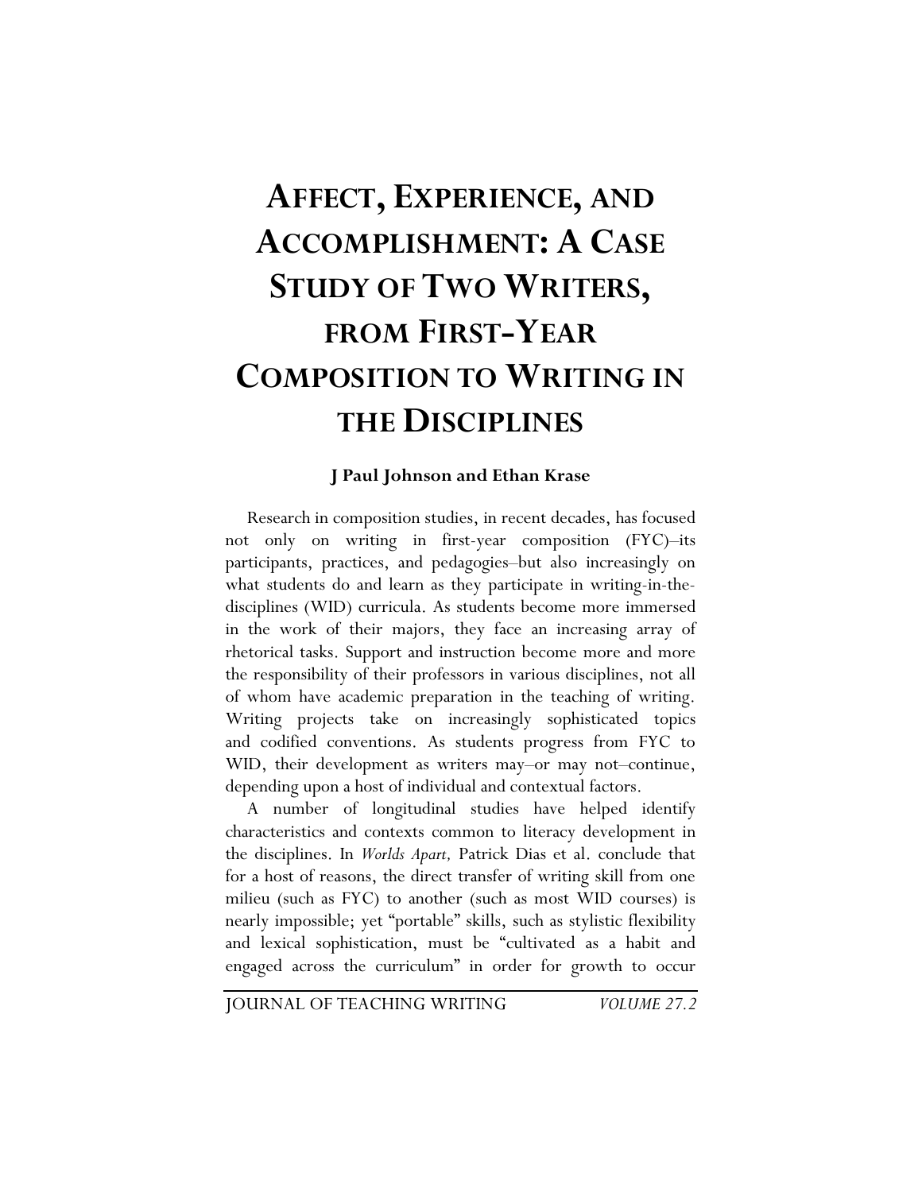# Affect, Experience, and Accomplishment: A Case Study of Two Writers, from First-Year Composition to Writing in the Disciplines

**J Paul Johnson and Ethan Krase**

Research in composition studies, in recent decades, has focused not only on writing in first-year composition (FYC)–its participants, practices, and pedagogies–but also increasingly on what students do and learn as they participate in writing-in-the-disciplines (WID) curricula. As students become more immersed in the work of their majors, they face an increasing array of rhetorical tasks. Support and instruction become more and more the responsibility of their professors in various disciplines, not all of whom have academic preparation in the teaching of writing. Writing projects take on increasingly sophisticated topics and codified conventions. As students progress from FYC to WID, their development as writers may–or may not–continue, depending upon a host of individual and contextual factors.

A number of longitudinal studies have helped identify characteristics and contexts common to literacy development in the disciplines. In *Worlds Apart,* Patrick Dias et al. conclude that for a host of reasons, the direct transfer of writing skill from one milieu (such as FYC) to another (such as most WID courses) is nearly impossible; yet "portable" skills, such as stylistic flexibility and lexical sophistication, must be "cultivated as a habit and engaged across the curriculum" in order for growth to occur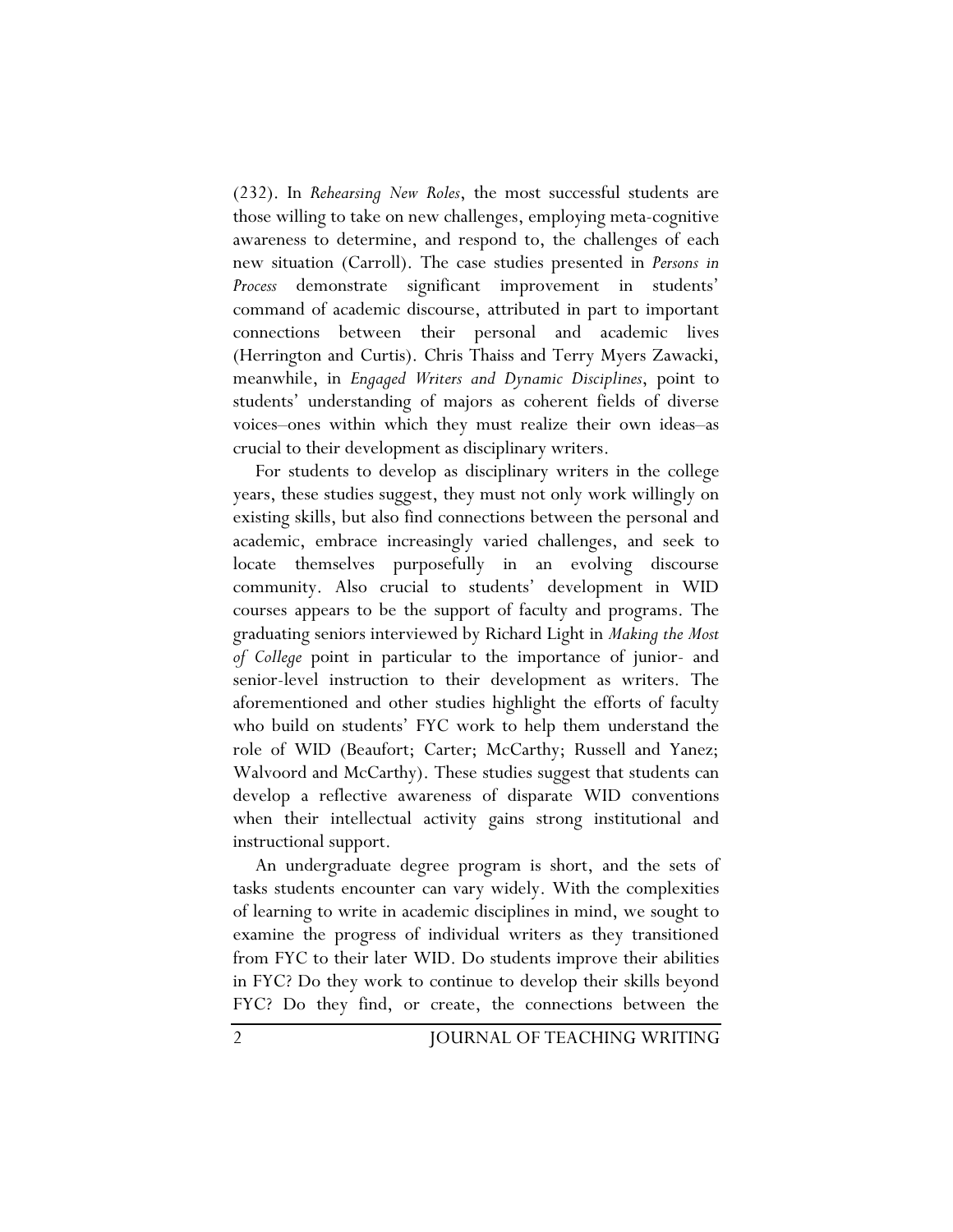(232). In *Rehearsing New Roles*, the most successful students are those willing to take on new challenges, employing meta-cognitive awareness to determine, and respond to, the challenges of each new situation (Carroll). The case studies presented in *Persons in Process* demonstrate significant improvement in students' command of academic discourse, attributed in part to important connections between their personal and academic lives (Herrington and Curtis). Chris Thaiss and Terry Myers Zawacki, meanwhile, in *Engaged Writers and Dynamic Disciplines*, point to students' understanding of majors as coherent fields of diverse voices–ones within which they must realize their own ideas–as crucial to their development as disciplinary writers.

For students to develop as disciplinary writers in the college years, these studies suggest, they must not only work willingly on existing skills, but also find connections between the personal and academic, embrace increasingly varied challenges, and seek to locate themselves purposefully in an evolving discourse community. Also crucial to students' development in WID courses appears to be the support of faculty and programs. The graduating seniors interviewed by Richard Light in *Making the Most of College* point in particular to the importance of junior- and senior-level instruction to their development as writers. The aforementioned and other studies highlight the efforts of faculty who build on students' FYC work to help them understand the role of WID (Beaufort; Carter; McCarthy; Russell and Yanez; Walvoord and McCarthy). These studies suggest that students can develop a reflective awareness of disparate WID conventions when their intellectual activity gains strong institutional and instructional support.

An undergraduate degree program is short, and the sets of tasks students encounter can vary widely. With the complexities of learning to write in academic disciplines in mind, we sought to examine the progress of individual writers as they transitioned from FYC to their later WID. Do students improve their abilities in FYC? Do they work to continue to develop their skills beyond FYC? Do they find, or create, the connections between the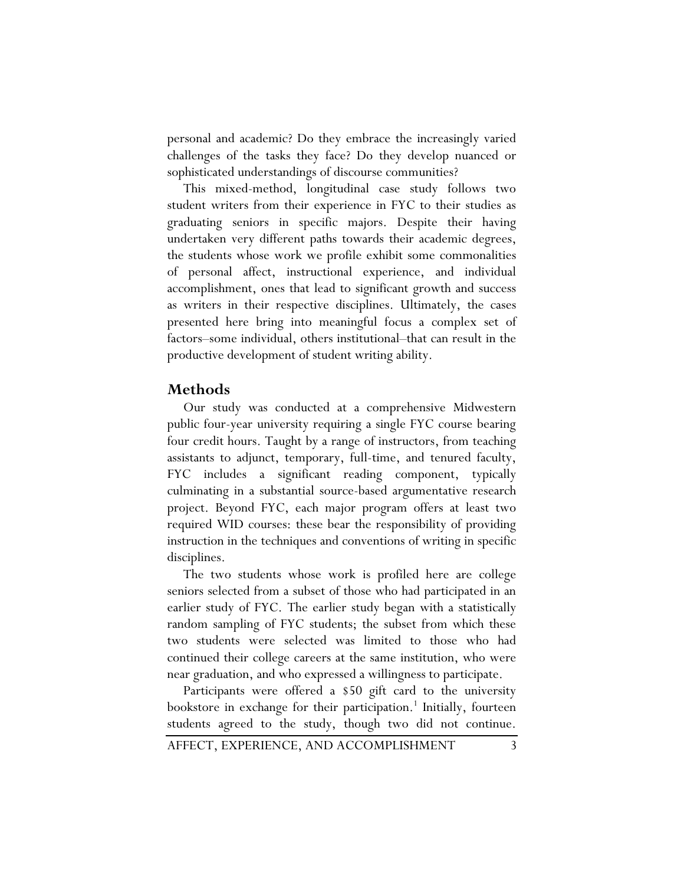personal and academic? Do they embrace the increasingly varied challenges of the tasks they face? Do they develop nuanced or sophisticated understandings of discourse communities?

This mixed-method, longitudinal case study follows two student writers from their experience in FYC to their studies as graduating seniors in specific majors. Despite their having undertaken very different paths towards their academic degrees, the students whose work we profile exhibit some commonalities of personal affect, instructional experience, and individual accomplishment, ones that lead to significant growth and success as writers in their respective disciplines. Ultimately, the cases presented here bring into meaningful focus a complex set of factors–some individual, others institutional–that can result in the productive development of student writing ability.

## Methods

Our study was conducted at a comprehensive Midwestern public four-year university requiring a single FYC course bearing four credit hours. Taught by a range of instructors, from teaching assistants to adjunct, temporary, full-time, and tenured faculty, FYC includes a significant reading component, typically culminating in a substantial source-based argumentative research project. Beyond FYC, each major program offers at least two required WID courses: these bear the responsibility of providing instruction in the techniques and conventions of writing in specific disciplines.

The two students whose work is profiled here are college seniors selected from a subset of those who had participated in an earlier study of FYC. The earlier study began with a statistically random sampling of FYC students; the subset from which these two students were selected was limited to those who had continued their college careers at the same institution, who were near graduation, and who expressed a willingness to participate.

Participants were offered a $50 gift card to the university bookstore in exchange for their participation.[1] Initially, fourteen students agreed to the study, though two did not continue.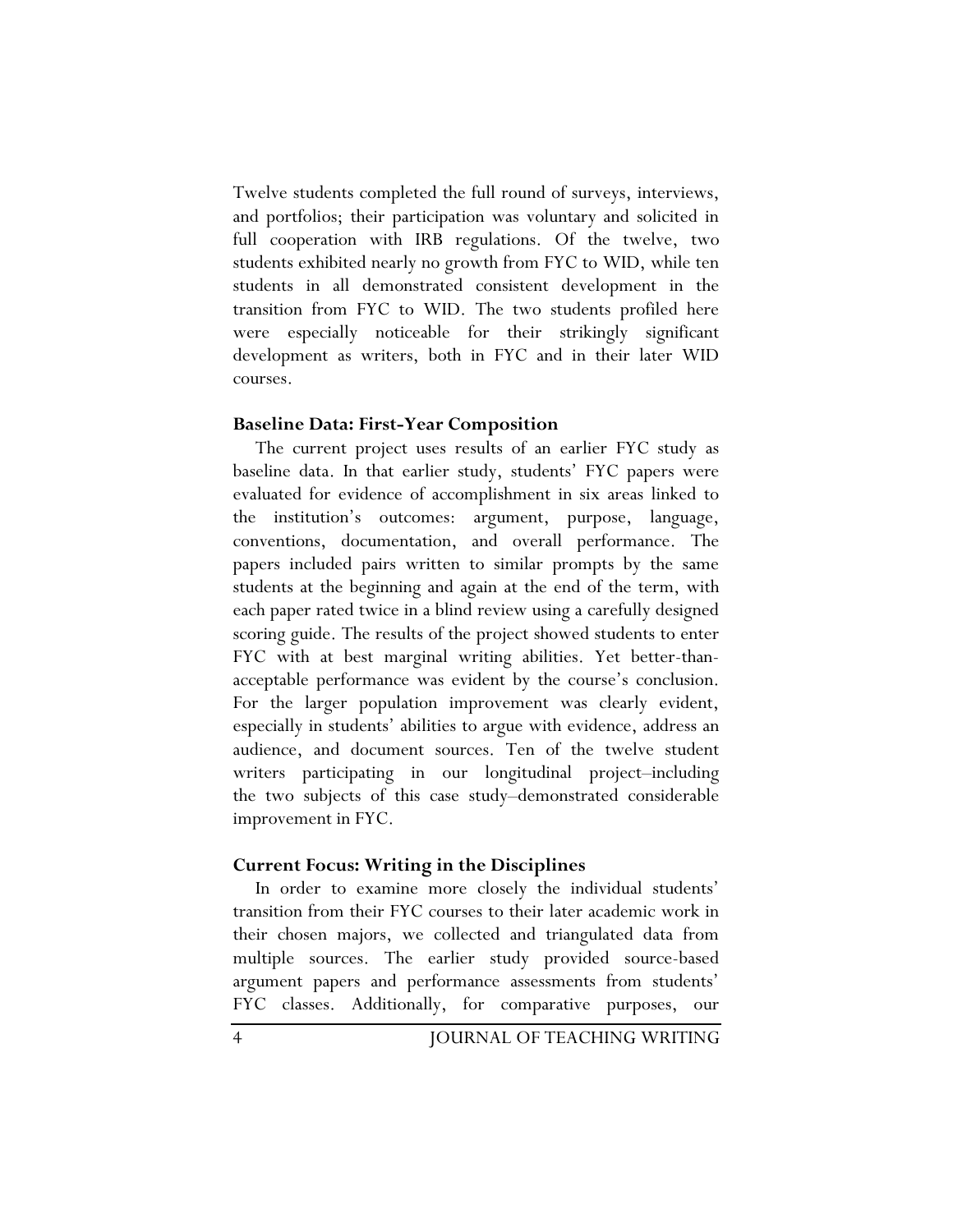Twelve students completed the full round of surveys, interviews, and portfolios; their participation was voluntary and solicited in full cooperation with IRB regulations. Of the twelve, two students exhibited nearly no growth from FYC to WID, while ten students in all demonstrated consistent development in the transition from FYC to WID. The two students profiled here were especially noticeable for their strikingly significant development as writers, both in FYC and in their later WID courses.

### Baseline Data: First-Year Composition

The current project uses results of an earlier FYC study as baseline data. In that earlier study, students' FYC papers were evaluated for evidence of accomplishment in six areas linked to the institution's outcomes: argument, purpose, language, conventions, documentation, and overall performance. The papers included pairs written to similar prompts by the same students at the beginning and again at the end of the term, with each paper rated twice in a blind review using a carefully designed scoring guide. The results of the project showed students to enter FYC with at best marginal writing abilities. Yet better-than-acceptable performance was evident by the course's conclusion. For the larger population improvement was clearly evident, especially in students' abilities to argue with evidence, address an audience, and document sources. Ten of the twelve student writers participating in our longitudinal project–including the two subjects of this case study–demonstrated considerable improvement in FYC.

### Current Focus: Writing in the Disciplines

In order to examine more closely the individual students' transition from their FYC courses to their later academic work in their chosen majors, we collected and triangulated data from multiple sources. The earlier study provided source-based argument papers and performance assessments from students' FYC classes. Additionally, for comparative purposes, our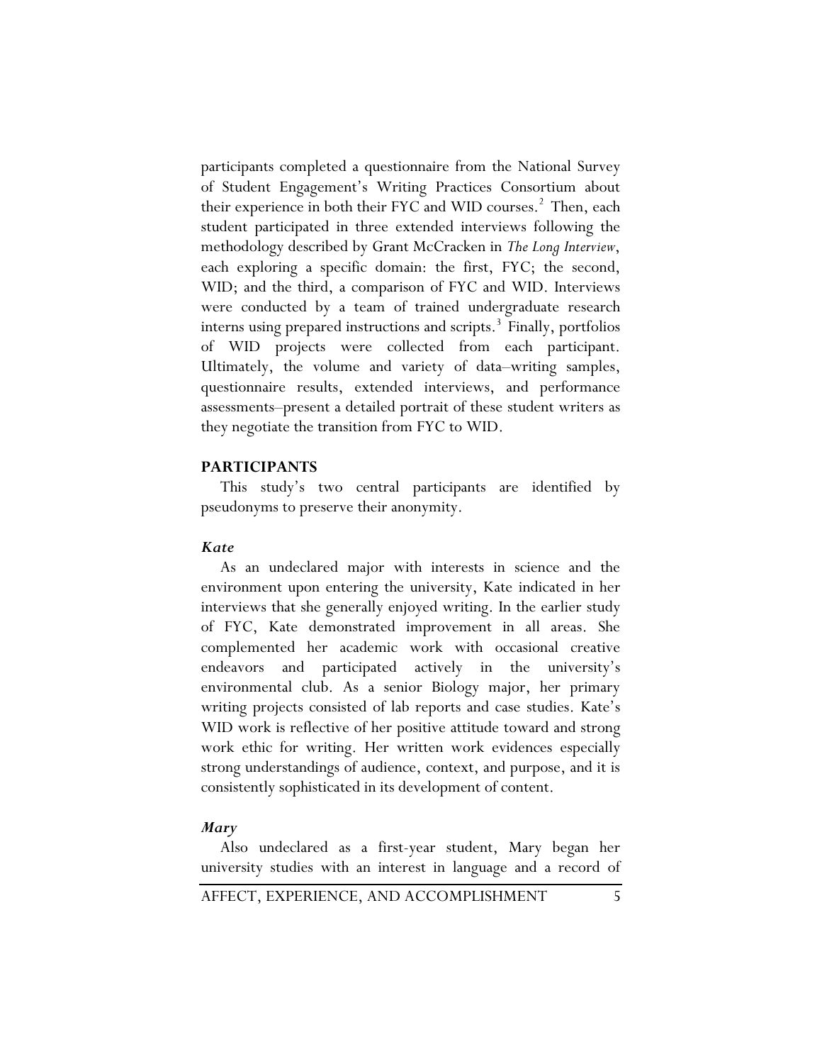participants completed a questionnaire from the National Survey of Student Engagement's Writing Practices Consortium about their experience in both their FYC and WID courses.[2] Then, each student participated in three extended interviews following the methodology described by Grant McCracken in *The Long Interview*, each exploring a specific domain: the first, FYC; the second, WID; and the third, a comparison of FYC and WID. Interviews were conducted by a team of trained undergraduate research interns using prepared instructions and scripts.[3] Finally, portfolios of WID projects were collected from each participant. Ultimately, the volume and variety of data–writing samples, questionnaire results, extended interviews, and performance assessments–present a detailed portrait of these student writers as they negotiate the transition from FYC to WID.

## PARTICIPANTS

This study's two central participants are identified by pseudonyms to preserve their anonymity.

### *Kate*

As an undeclared major with interests in science and the environment upon entering the university, Kate indicated in her interviews that she generally enjoyed writing. In the earlier study of FYC, Kate demonstrated improvement in all areas. She complemented her academic work with occasional creative endeavors and participated actively in the university's environmental club. As a senior Biology major, her primary writing projects consisted of lab reports and case studies. Kate's WID work is reflective of her positive attitude toward and strong work ethic for writing. Her written work evidences especially strong understandings of audience, context, and purpose, and it is consistently sophisticated in its development of content.

### *Mary*

Also undeclared as a first-year student, Mary began her university studies with an interest in language and a record of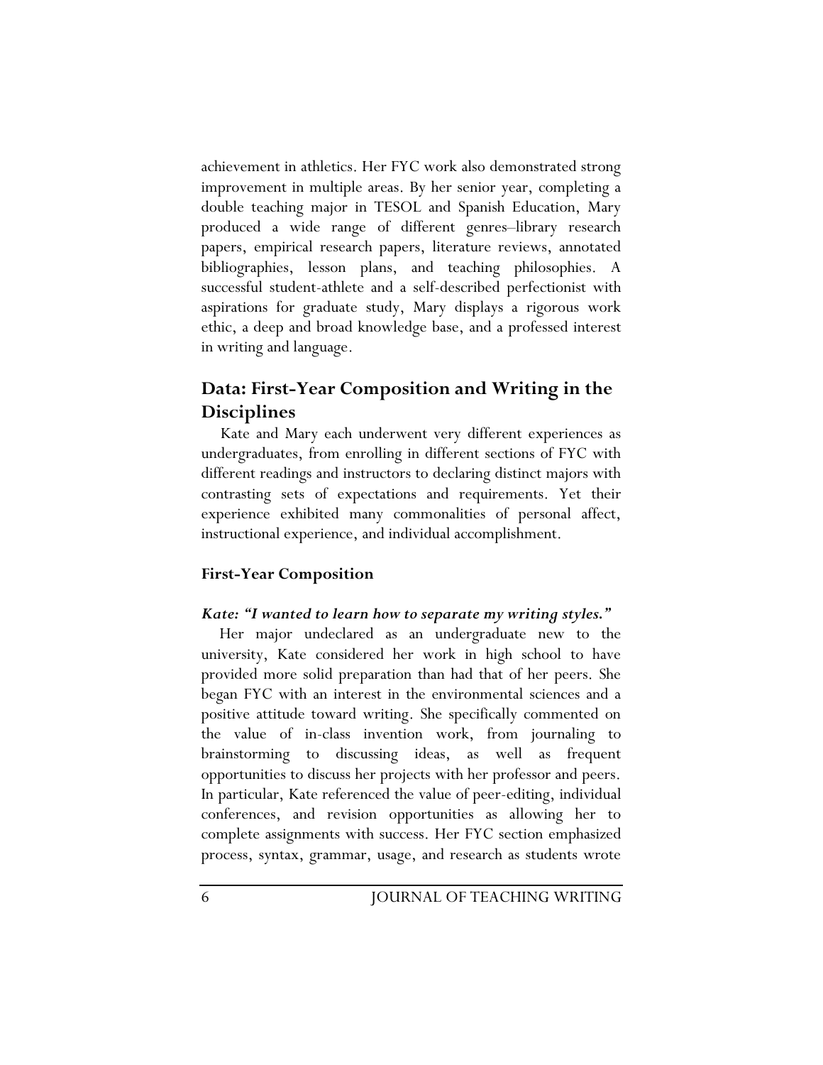achievement in athletics. Her FYC work also demonstrated strong improvement in multiple areas. By her senior year, completing a double teaching major in TESOL and Spanish Education, Mary produced a wide range of different genres–library research papers, empirical research papers, literature reviews, annotated bibliographies, lesson plans, and teaching philosophies. A successful student-athlete and a self-described perfectionist with aspirations for graduate study, Mary displays a rigorous work ethic, a deep and broad knowledge base, and a professed interest in writing and language.

## Data: First-Year Composition and Writing in the Disciplines

Kate and Mary each underwent very different experiences as undergraduates, from enrolling in different sections of FYC with different readings and instructors to declaring distinct majors with contrasting sets of expectations and requirements. Yet their experience exhibited many commonalities of personal affect, instructional experience, and individual accomplishment.

### First-Year Composition

#### *Kate: "I wanted to learn how to separate my writing styles."*

Her major undeclared as an undergraduate new to the university, Kate considered her work in high school to have provided more solid preparation than had that of her peers. She began FYC with an interest in the environmental sciences and a positive attitude toward writing. She specifically commented on the value of in-class invention work, from journaling to brainstorming to discussing ideas, as well as frequent opportunities to discuss her projects with her professor and peers. In particular, Kate referenced the value of peer-editing, individual conferences, and revision opportunities as allowing her to complete assignments with success. Her FYC section emphasized process, syntax, grammar, usage, and research as students wrote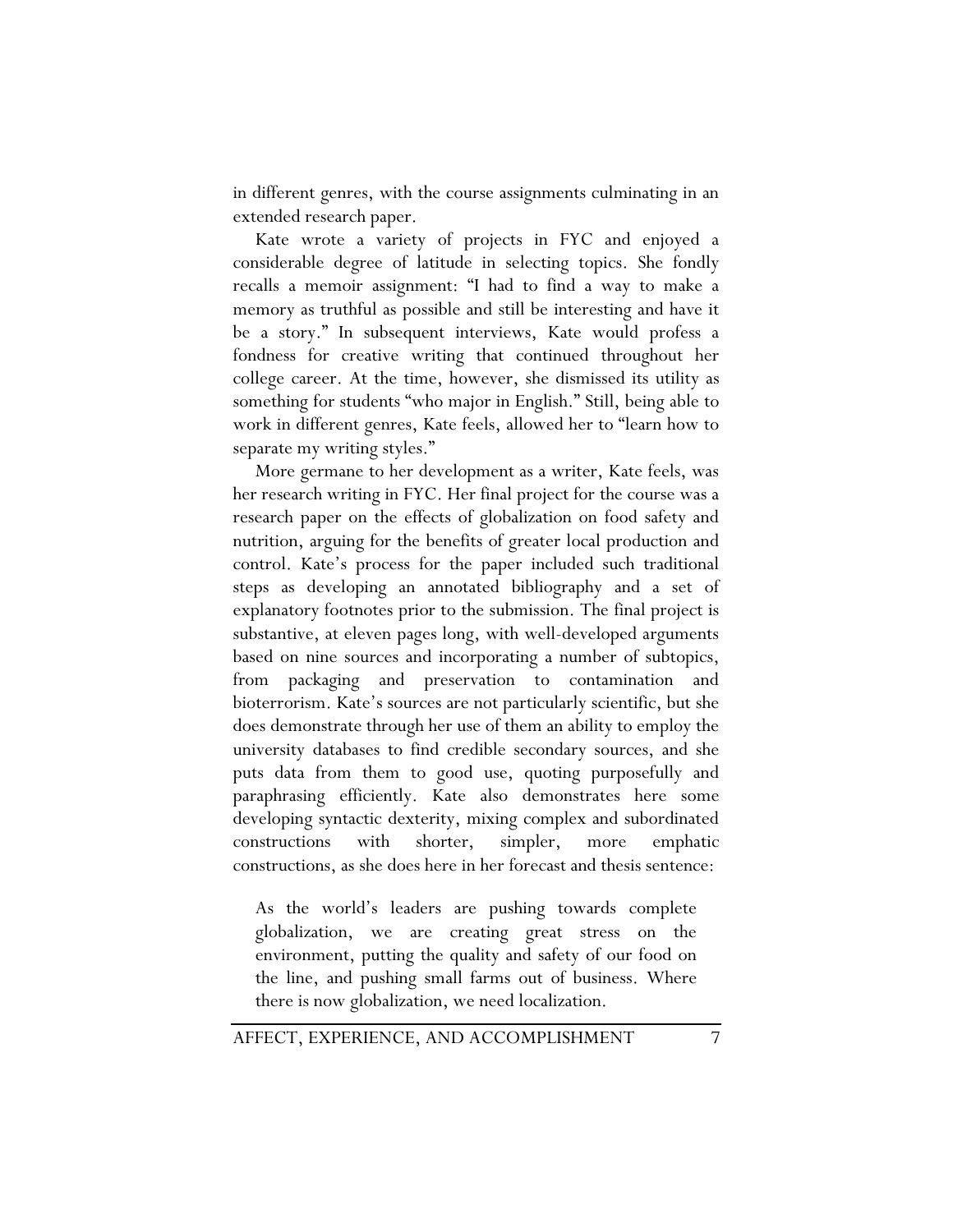in different genres, with the course assignments culminating in an extended research paper.

Kate wrote a variety of projects in FYC and enjoyed a considerable degree of latitude in selecting topics. She fondly recalls a memoir assignment: "I had to find a way to make a memory as truthful as possible and still be interesting and have it be a story." In subsequent interviews, Kate would profess a fondness for creative writing that continued throughout her college career. At the time, however, she dismissed its utility as something for students "who major in English." Still, being able to work in different genres, Kate feels, allowed her to "learn how to separate my writing styles."

More germane to her development as a writer, Kate feels, was her research writing in FYC. Her final project for the course was a research paper on the effects of globalization on food safety and nutrition, arguing for the benefits of greater local production and control. Kate's process for the paper included such traditional steps as developing an annotated bibliography and a set of explanatory footnotes prior to the submission. The final project is substantive, at eleven pages long, with well-developed arguments based on nine sources and incorporating a number of subtopics, from packaging and preservation to contamination and bioterrorism. Kate's sources are not particularly scientific, but she does demonstrate through her use of them an ability to employ the university databases to find credible secondary sources, and she puts data from them to good use, quoting purposefully and paraphrasing efficiently. Kate also demonstrates here some developing syntactic dexterity, mixing complex and subordinated constructions with shorter, simpler, more emphatic constructions, as she does here in her forecast and thesis sentence:

> As the world's leaders are pushing towards complete globalization, we are creating great stress on the environment, putting the quality and safety of our food on the line, and pushing small farms out of business. Where there is now globalization, we need localization.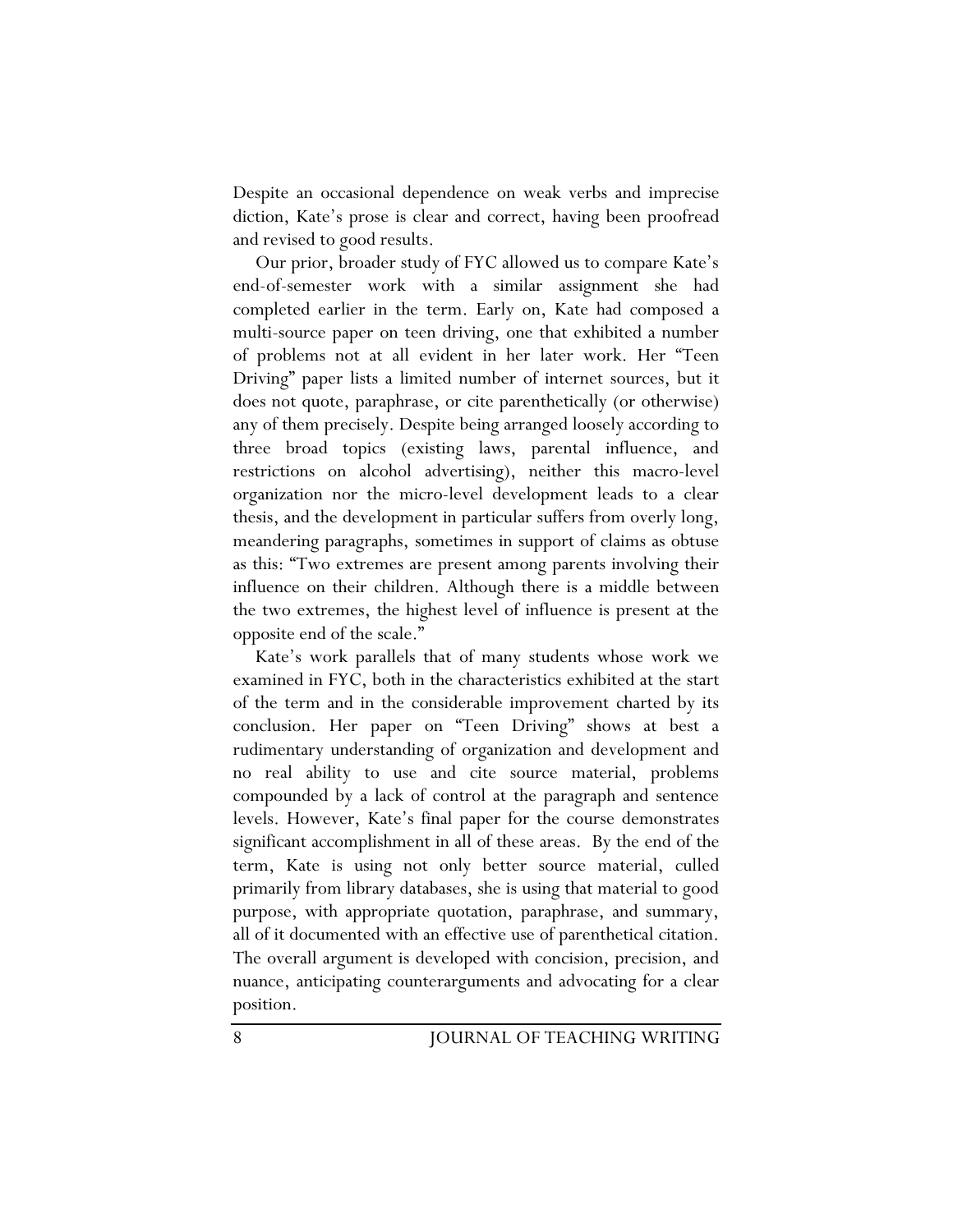Despite an occasional dependence on weak verbs and imprecise diction, Kate's prose is clear and correct, having been proofread and revised to good results.

Our prior, broader study of FYC allowed us to compare Kate's end-of-semester work with a similar assignment she had completed earlier in the term. Early on, Kate had composed a multi-source paper on teen driving, one that exhibited a number of problems not at all evident in her later work. Her "Teen Driving" paper lists a limited number of internet sources, but it does not quote, paraphrase, or cite parenthetically (or otherwise) any of them precisely. Despite being arranged loosely according to three broad topics (existing laws, parental influence, and restrictions on alcohol advertising), neither this macro-level organization nor the micro-level development leads to a clear thesis, and the development in particular suffers from overly long, meandering paragraphs, sometimes in support of claims as obtuse as this: "Two extremes are present among parents involving their influence on their children. Although there is a middle between the two extremes, the highest level of influence is present at the opposite end of the scale."

Kate's work parallels that of many students whose work we examined in FYC, both in the characteristics exhibited at the start of the term and in the considerable improvement charted by its conclusion. Her paper on "Teen Driving" shows at best a rudimentary understanding of organization and development and no real ability to use and cite source material, problems compounded by a lack of control at the paragraph and sentence levels. However, Kate's final paper for the course demonstrates significant accomplishment in all of these areas. By the end of the term, Kate is using not only better source material, culled primarily from library databases, she is using that material to good purpose, with appropriate quotation, paraphrase, and summary, all of it documented with an effective use of parenthetical citation. The overall argument is developed with concision, precision, and nuance, anticipating counterarguments and advocating for a clear position.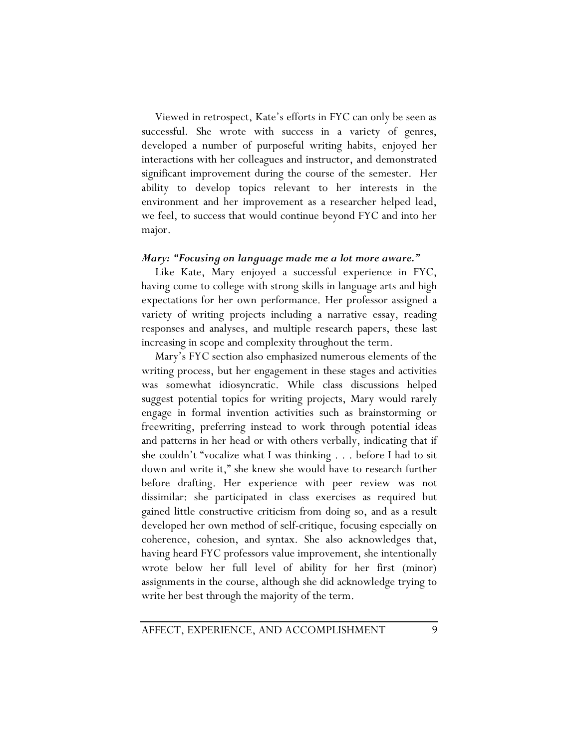Viewed in retrospect, Kate's efforts in FYC can only be seen as successful. She wrote with success in a variety of genres, developed a number of purposeful writing habits, enjoyed her interactions with her colleagues and instructor, and demonstrated significant improvement during the course of the semester. Her ability to develop topics relevant to her interests in the environment and her improvement as a researcher helped lead, we feel, to success that would continue beyond FYC and into her major.

### *Mary: "Focusing on language made me a lot more aware."*

Like Kate, Mary enjoyed a successful experience in FYC, having come to college with strong skills in language arts and high expectations for her own performance. Her professor assigned a variety of writing projects including a narrative essay, reading responses and analyses, and multiple research papers, these last increasing in scope and complexity throughout the term.

Mary's FYC section also emphasized numerous elements of the writing process, but her engagement in these stages and activities was somewhat idiosyncratic. While class discussions helped suggest potential topics for writing projects, Mary would rarely engage in formal invention activities such as brainstorming or freewriting, preferring instead to work through potential ideas and patterns in her head or with others verbally, indicating that if she couldn't "vocalize what I was thinking . . . before I had to sit down and write it," she knew she would have to research further before drafting. Her experience with peer review was not dissimilar: she participated in class exercises as required but gained little constructive criticism from doing so, and as a result developed her own method of self-critique, focusing especially on coherence, cohesion, and syntax. She also acknowledges that, having heard FYC professors value improvement, she intentionally wrote below her full level of ability for her first (minor) assignments in the course, although she did acknowledge trying to write her best through the majority of the term.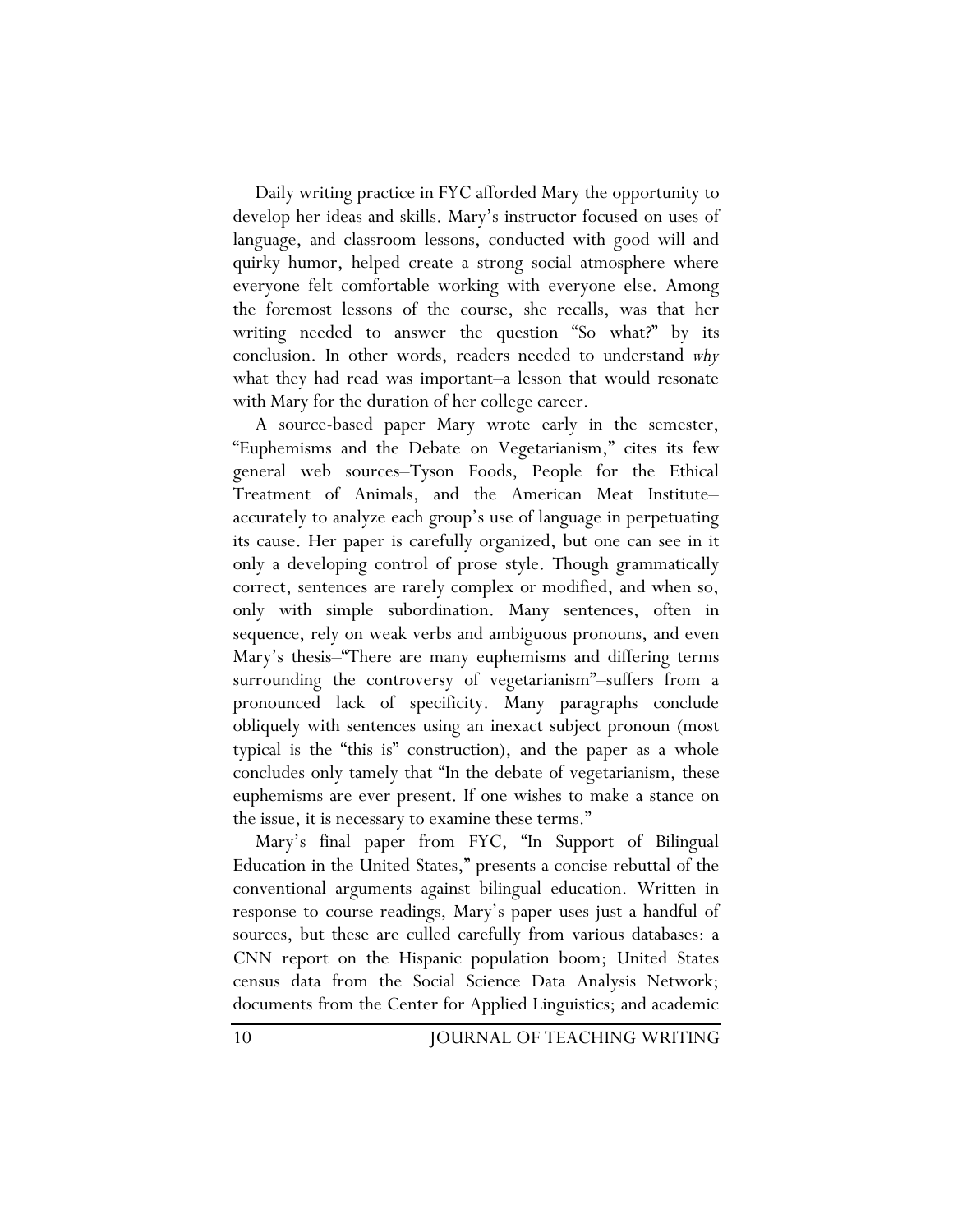Daily writing practice in FYC afforded Mary the opportunity to develop her ideas and skills. Mary's instructor focused on uses of language, and classroom lessons, conducted with good will and quirky humor, helped create a strong social atmosphere where everyone felt comfortable working with everyone else. Among the foremost lessons of the course, she recalls, was that her writing needed to answer the question "So what?" by its conclusion. In other words, readers needed to understand *why* what they had read was important–a lesson that would resonate with Mary for the duration of her college career.

A source-based paper Mary wrote early in the semester, "Euphemisms and the Debate on Vegetarianism," cites its few general web sources–Tyson Foods, People for the Ethical Treatment of Animals, and the American Meat Institute–accurately to analyze each group's use of language in perpetuating its cause. Her paper is carefully organized, but one can see in it only a developing control of prose style. Though grammatically correct, sentences are rarely complex or modified, and when so, only with simple subordination. Many sentences, often in sequence, rely on weak verbs and ambiguous pronouns, and even Mary's thesis–"There are many euphemisms and differing terms surrounding the controversy of vegetarianism"–suffers from a pronounced lack of specificity. Many paragraphs conclude obliquely with sentences using an inexact subject pronoun (most typical is the "this is" construction), and the paper as a whole concludes only tamely that "In the debate of vegetarianism, these euphemisms are ever present. If one wishes to make a stance on the issue, it is necessary to examine these terms."

Mary's final paper from FYC, "In Support of Bilingual Education in the United States," presents a concise rebuttal of the conventional arguments against bilingual education. Written in response to course readings, Mary's paper uses just a handful of sources, but these are culled carefully from various databases: a CNN report on the Hispanic population boom; United States census data from the Social Science Data Analysis Network; documents from the Center for Applied Linguistics; and academic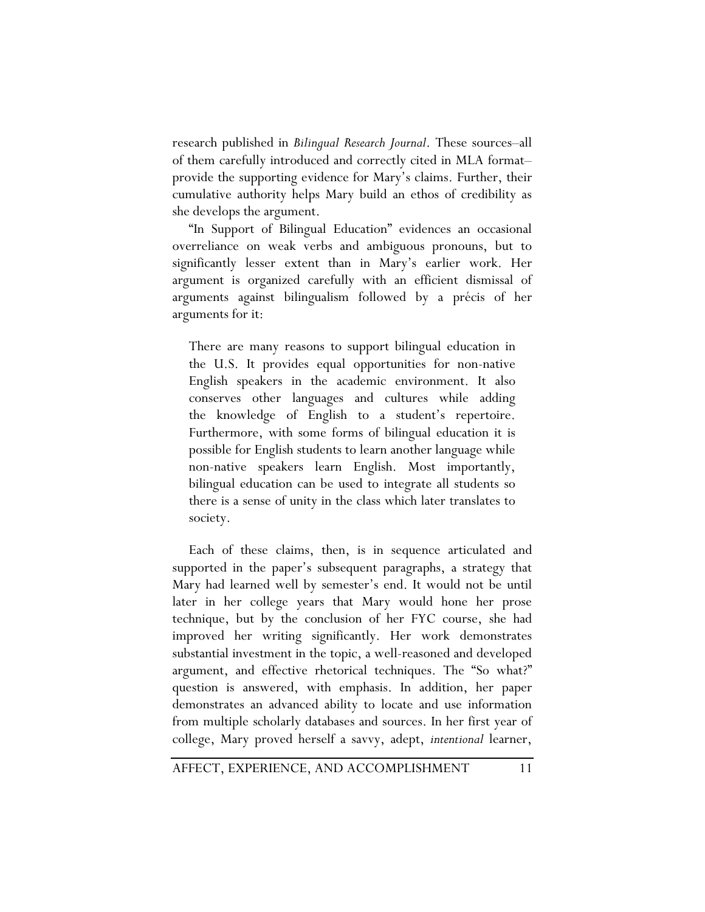research published in *Bilingual Research Journal*. These sources–all of them carefully introduced and correctly cited in MLA format–provide the supporting evidence for Mary's claims. Further, their cumulative authority helps Mary build an ethos of credibility as she develops the argument.

"In Support of Bilingual Education" evidences an occasional overreliance on weak verbs and ambiguous pronouns, but to significantly lesser extent than in Mary's earlier work. Her argument is organized carefully with an efficient dismissal of arguments against bilingualism followed by a précis of her arguments for it:

> There are many reasons to support bilingual education in the U.S. It provides equal opportunities for non-native English speakers in the academic environment. It also conserves other languages and cultures while adding the knowledge of English to a student's repertoire. Furthermore, with some forms of bilingual education it is possible for English students to learn another language while non-native speakers learn English. Most importantly, bilingual education can be used to integrate all students so there is a sense of unity in the class which later translates to society.

Each of these claims, then, is in sequence articulated and supported in the paper's subsequent paragraphs, a strategy that Mary had learned well by semester's end. It would not be until later in her college years that Mary would hone her prose technique, but by the conclusion of her FYC course, she had improved her writing significantly. Her work demonstrates substantial investment in the topic, a well-reasoned and developed argument, and effective rhetorical techniques. The "So what?" question is answered, with emphasis. In addition, her paper demonstrates an advanced ability to locate and use information from multiple scholarly databases and sources. In her first year of college, Mary proved herself a savvy, adept, *intentional* learner,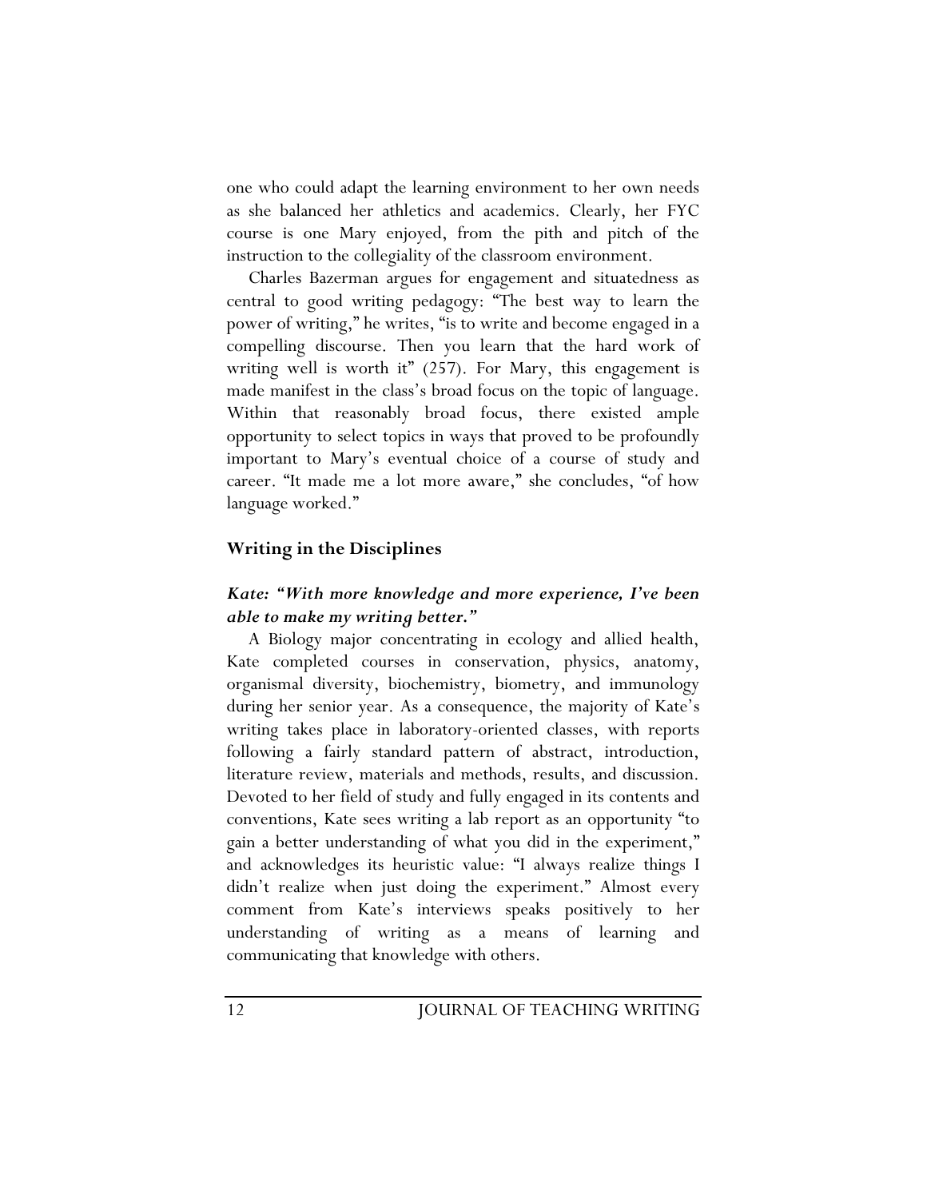one who could adapt the learning environment to her own needs as she balanced her athletics and academics. Clearly, her FYC course is one Mary enjoyed, from the pith and pitch of the instruction to the collegiality of the classroom environment.

Charles Bazerman argues for engagement and situatedness as central to good writing pedagogy: "The best way to learn the power of writing," he writes, "is to write and become engaged in a compelling discourse. Then you learn that the hard work of writing well is worth it" (257). For Mary, this engagement is made manifest in the class's broad focus on the topic of language. Within that reasonably broad focus, there existed ample opportunity to select topics in ways that proved to be profoundly important to Mary's eventual choice of a course of study and career. "It made me a lot more aware," she concludes, "of how language worked."

## Writing in the Disciplines

### *Kate: "With more knowledge and more experience, I've been able to make my writing better."*

A Biology major concentrating in ecology and allied health, Kate completed courses in conservation, physics, anatomy, organismal diversity, biochemistry, biometry, and immunology during her senior year. As a consequence, the majority of Kate's writing takes place in laboratory-oriented classes, with reports following a fairly standard pattern of abstract, introduction, literature review, materials and methods, results, and discussion. Devoted to her field of study and fully engaged in its contents and conventions, Kate sees writing a lab report as an opportunity "to gain a better understanding of what you did in the experiment," and acknowledges its heuristic value: "I always realize things I didn't realize when just doing the experiment." Almost every comment from Kate's interviews speaks positively to her understanding of writing as a means of learning and communicating that knowledge with others.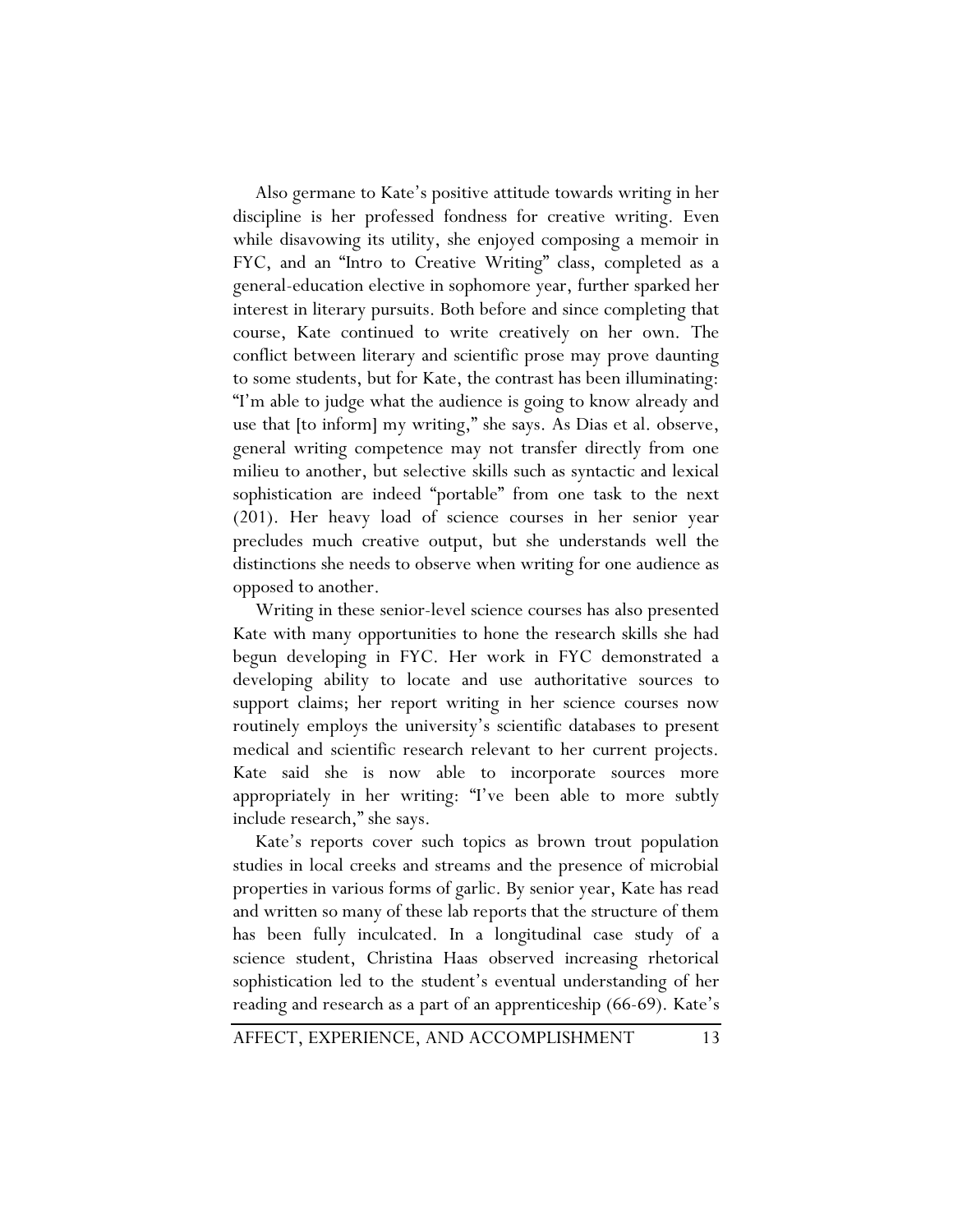Also germane to Kate's positive attitude towards writing in her discipline is her professed fondness for creative writing. Even while disavowing its utility, she enjoyed composing a memoir in FYC, and an "Intro to Creative Writing" class, completed as a general-education elective in sophomore year, further sparked her interest in literary pursuits. Both before and since completing that course, Kate continued to write creatively on her own. The conflict between literary and scientific prose may prove daunting to some students, but for Kate, the contrast has been illuminating: "I'm able to judge what the audience is going to know already and use that [to inform] my writing," she says. As Dias et al. observe, general writing competence may not transfer directly from one milieu to another, but selective skills such as syntactic and lexical sophistication are indeed "portable" from one task to the next (201). Her heavy load of science courses in her senior year precludes much creative output, but she understands well the distinctions she needs to observe when writing for one audience as opposed to another.

Writing in these senior-level science courses has also presented Kate with many opportunities to hone the research skills she had begun developing in FYC. Her work in FYC demonstrated a developing ability to locate and use authoritative sources to support claims; her report writing in her science courses now routinely employs the university's scientific databases to present medical and scientific research relevant to her current projects. Kate said she is now able to incorporate sources more appropriately in her writing: "I've been able to more subtly include research," she says.

Kate's reports cover such topics as brown trout population studies in local creeks and streams and the presence of microbial properties in various forms of garlic. By senior year, Kate has read and written so many of these lab reports that the structure of them has been fully inculcated. In a longitudinal case study of a science student, Christina Haas observed increasing rhetorical sophistication led to the student's eventual understanding of her reading and research as a part of an apprenticeship (66-69). Kate's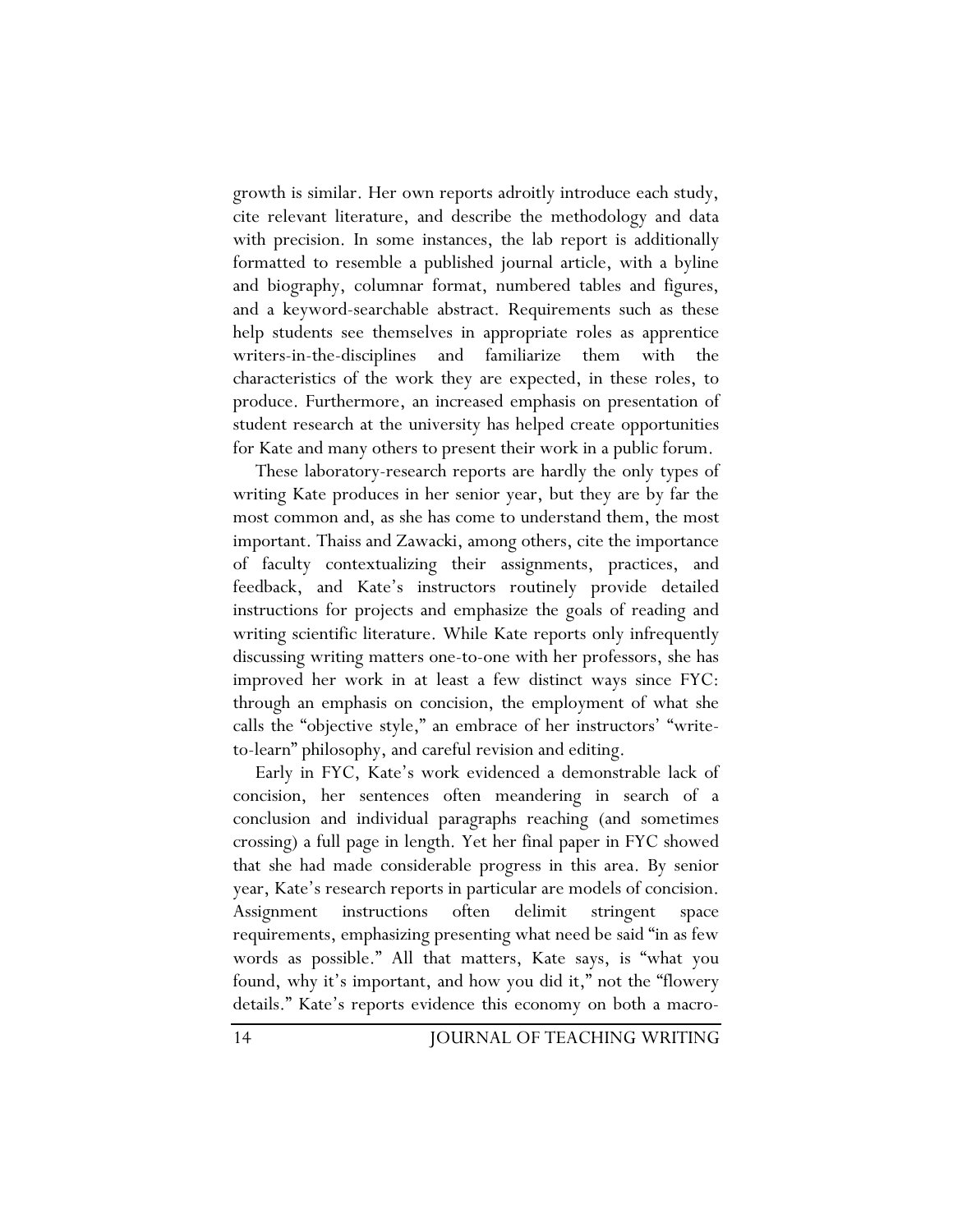growth is similar. Her own reports adroitly introduce each study, cite relevant literature, and describe the methodology and data with precision. In some instances, the lab report is additionally formatted to resemble a published journal article, with a byline and biography, columnar format, numbered tables and figures, and a keyword-searchable abstract. Requirements such as these help students see themselves in appropriate roles as apprentice writers-in-the-disciplines and familiarize them with the characteristics of the work they are expected, in these roles, to produce. Furthermore, an increased emphasis on presentation of student research at the university has helped create opportunities for Kate and many others to present their work in a public forum.

These laboratory-research reports are hardly the only types of writing Kate produces in her senior year, but they are by far the most common and, as she has come to understand them, the most important. Thaiss and Zawacki, among others, cite the importance of faculty contextualizing their assignments, practices, and feedback, and Kate's instructors routinely provide detailed instructions for projects and emphasize the goals of reading and writing scientific literature. While Kate reports only infrequently discussing writing matters one-to-one with her professors, she has improved her work in at least a few distinct ways since FYC: through an emphasis on concision, the employment of what she calls the "objective style," an embrace of her instructors' "write-to-learn" philosophy, and careful revision and editing.

Early in FYC, Kate's work evidenced a demonstrable lack of concision, her sentences often meandering in search of a conclusion and individual paragraphs reaching (and sometimes crossing) a full page in length. Yet her final paper in FYC showed that she had made considerable progress in this area. By senior year, Kate's research reports in particular are models of concision. Assignment instructions often delimit stringent space requirements, emphasizing presenting what need be said "in as few words as possible." All that matters, Kate says, is "what you found, why it's important, and how you did it," not the "flowery details." Kate's reports evidence this economy on both a macro-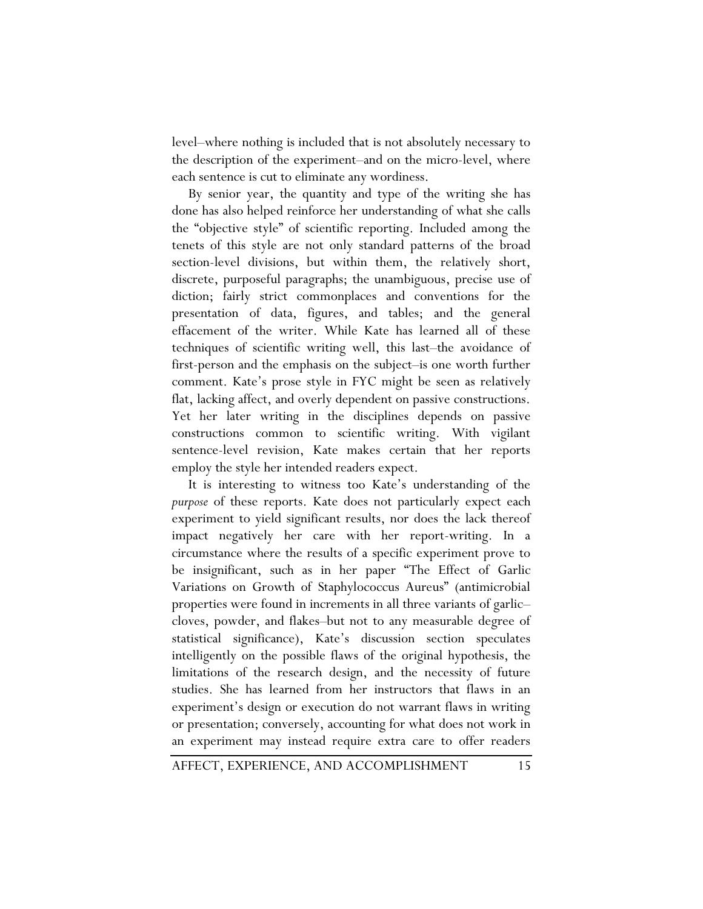level–where nothing is included that is not absolutely necessary to the description of the experiment–and on the micro-level, where each sentence is cut to eliminate any wordiness.

By senior year, the quantity and type of the writing she has done has also helped reinforce her understanding of what she calls the "objective style" of scientific reporting. Included among the tenets of this style are not only standard patterns of the broad section-level divisions, but within them, the relatively short, discrete, purposeful paragraphs; the unambiguous, precise use of diction; fairly strict commonplaces and conventions for the presentation of data, figures, and tables; and the general effacement of the writer. While Kate has learned all of these techniques of scientific writing well, this last–the avoidance of first-person and the emphasis on the subject–is one worth further comment. Kate's prose style in FYC might be seen as relatively flat, lacking affect, and overly dependent on passive constructions. Yet her later writing in the disciplines depends on passive constructions common to scientific writing. With vigilant sentence-level revision, Kate makes certain that her reports employ the style her intended readers expect.

It is interesting to witness too Kate's understanding of the *purpose* of these reports. Kate does not particularly expect each experiment to yield significant results, nor does the lack thereof impact negatively her care with her report-writing. In a circumstance where the results of a specific experiment prove to be insignificant, such as in her paper "The Effect of Garlic Variations on Growth of Staphylococcus Aureus" (antimicrobial properties were found in increments in all three variants of garlic–cloves, powder, and flakes–but not to any measurable degree of statistical significance), Kate's discussion section speculates intelligently on the possible flaws of the original hypothesis, the limitations of the research design, and the necessity of future studies. She has learned from her instructors that flaws in an experiment's design or execution do not warrant flaws in writing or presentation; conversely, accounting for what does not work in an experiment may instead require extra care to offer readers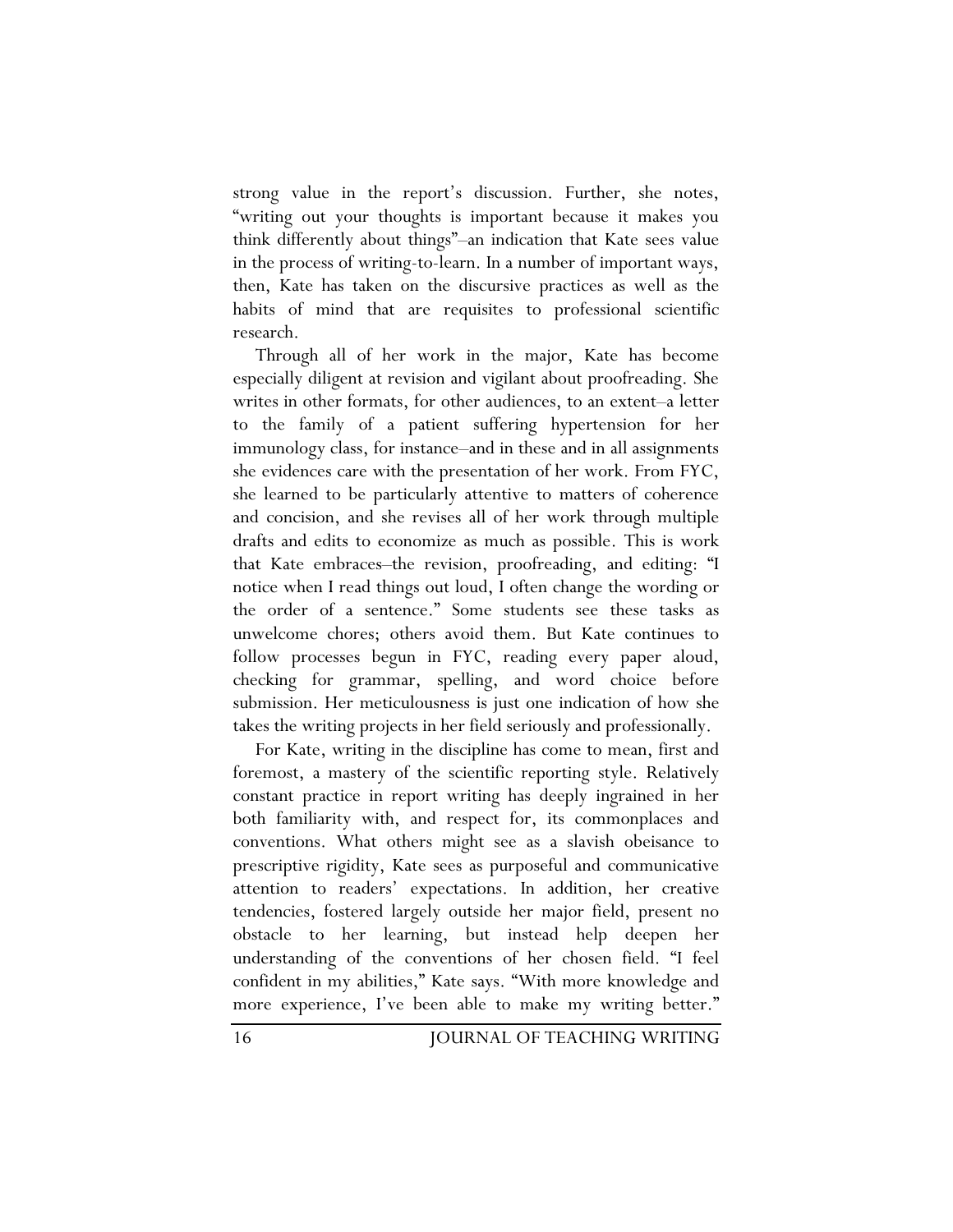strong value in the report's discussion. Further, she notes, "writing out your thoughts is important because it makes you think differently about things"–an indication that Kate sees value in the process of writing-to-learn. In a number of important ways, then, Kate has taken on the discursive practices as well as the habits of mind that are requisites to professional scientific research.

Through all of her work in the major, Kate has become especially diligent at revision and vigilant about proofreading. She writes in other formats, for other audiences, to an extent–a letter to the family of a patient suffering hypertension for her immunology class, for instance–and in these and in all assignments she evidences care with the presentation of her work. From FYC, she learned to be particularly attentive to matters of coherence and concision, and she revises all of her work through multiple drafts and edits to economize as much as possible. This is work that Kate embraces–the revision, proofreading, and editing: "I notice when I read things out loud, I often change the wording or the order of a sentence." Some students see these tasks as unwelcome chores; others avoid them. But Kate continues to follow processes begun in FYC, reading every paper aloud, checking for grammar, spelling, and word choice before submission. Her meticulousness is just one indication of how she takes the writing projects in her field seriously and professionally.

For Kate, writing in the discipline has come to mean, first and foremost, a mastery of the scientific reporting style. Relatively constant practice in report writing has deeply ingrained in her both familiarity with, and respect for, its commonplaces and conventions. What others might see as a slavish obeisance to prescriptive rigidity, Kate sees as purposeful and communicative attention to readers' expectations. In addition, her creative tendencies, fostered largely outside her major field, present no obstacle to her learning, but instead help deepen her understanding of the conventions of her chosen field. "I feel confident in my abilities," Kate says. "With more knowledge and more experience, I've been able to make my writing better."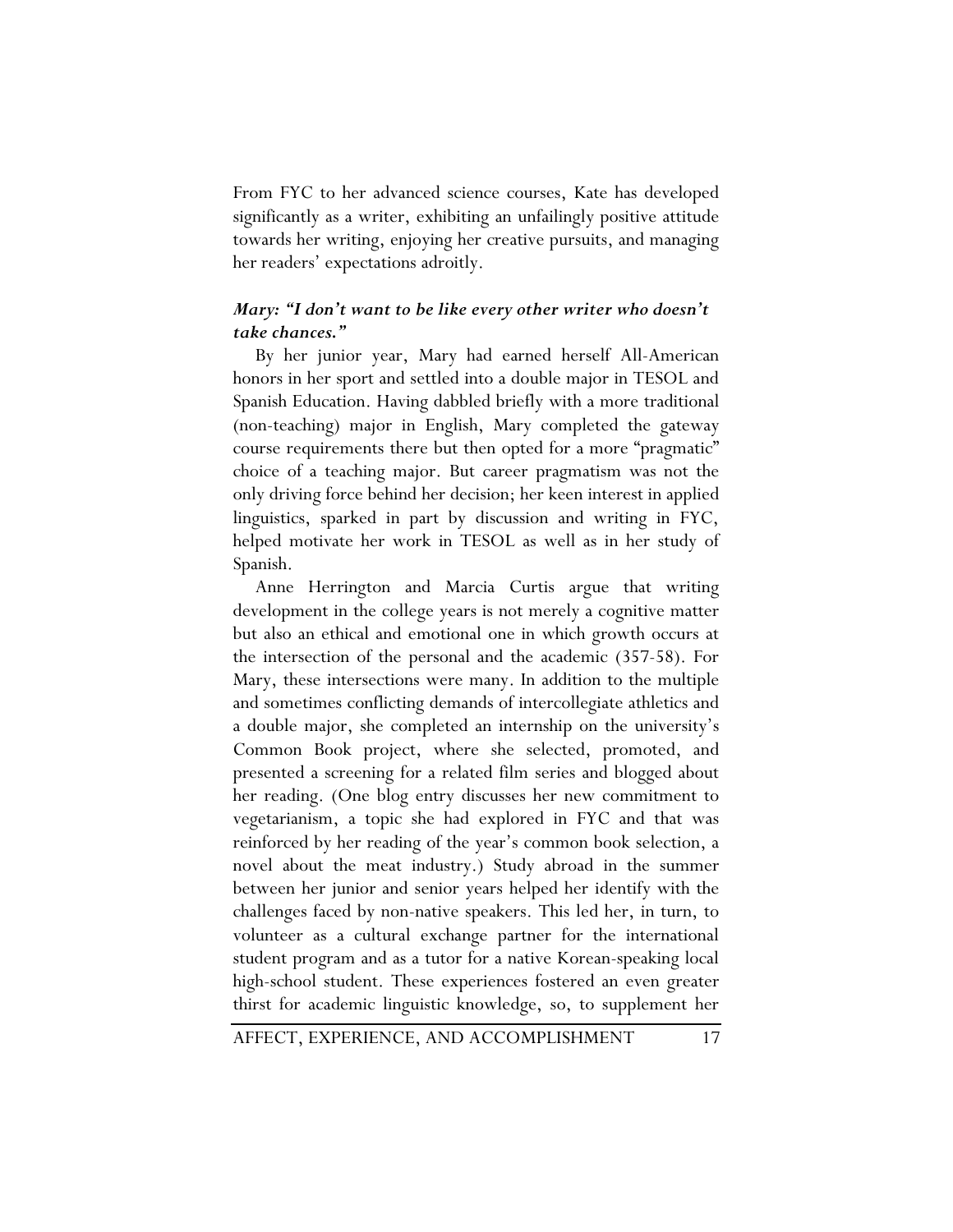From FYC to her advanced science courses, Kate has developed significantly as a writer, exhibiting an unfailingly positive attitude towards her writing, enjoying her creative pursuits, and managing her readers' expectations adroitly.

### *Mary: "I don't want to be like every other writer who doesn't take chances."*

By her junior year, Mary had earned herself All-American honors in her sport and settled into a double major in TESOL and Spanish Education. Having dabbled briefly with a more traditional (non-teaching) major in English, Mary completed the gateway course requirements there but then opted for a more "pragmatic" choice of a teaching major. But career pragmatism was not the only driving force behind her decision; her keen interest in applied linguistics, sparked in part by discussion and writing in FYC, helped motivate her work in TESOL as well as in her study of Spanish.

Anne Herrington and Marcia Curtis argue that writing development in the college years is not merely a cognitive matter but also an ethical and emotional one in which growth occurs at the intersection of the personal and the academic (357-58). For Mary, these intersections were many. In addition to the multiple and sometimes conflicting demands of intercollegiate athletics and a double major, she completed an internship on the university's Common Book project, where she selected, promoted, and presented a screening for a related film series and blogged about her reading. (One blog entry discusses her new commitment to vegetarianism, a topic she had explored in FYC and that was reinforced by her reading of the year's common book selection, a novel about the meat industry.) Study abroad in the summer between her junior and senior years helped her identify with the challenges faced by non-native speakers. This led her, in turn, to volunteer as a cultural exchange partner for the international student program and as a tutor for a native Korean-speaking local high-school student. These experiences fostered an even greater thirst for academic linguistic knowledge, so, to supplement her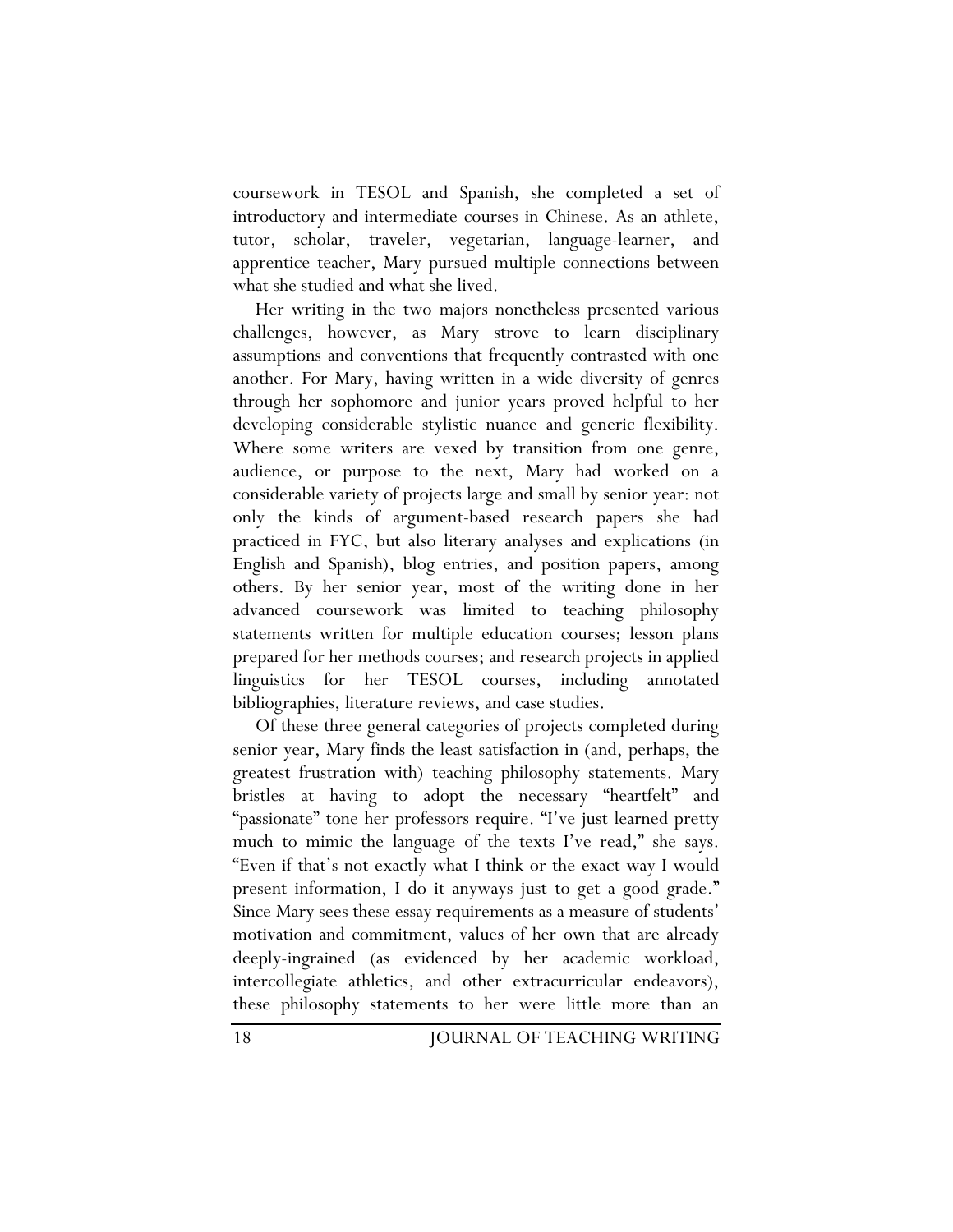coursework in TESOL and Spanish, she completed a set of introductory and intermediate courses in Chinese. As an athlete, tutor, scholar, traveler, vegetarian, language-learner, and apprentice teacher, Mary pursued multiple connections between what she studied and what she lived.

Her writing in the two majors nonetheless presented various challenges, however, as Mary strove to learn disciplinary assumptions and conventions that frequently contrasted with one another. For Mary, having written in a wide diversity of genres through her sophomore and junior years proved helpful to her developing considerable stylistic nuance and generic flexibility. Where some writers are vexed by transition from one genre, audience, or purpose to the next, Mary had worked on a considerable variety of projects large and small by senior year: not only the kinds of argument-based research papers she had practiced in FYC, but also literary analyses and explications (in English and Spanish), blog entries, and position papers, among others. By her senior year, most of the writing done in her advanced coursework was limited to teaching philosophy statements written for multiple education courses; lesson plans prepared for her methods courses; and research projects in applied linguistics for her TESOL courses, including annotated bibliographies, literature reviews, and case studies.

Of these three general categories of projects completed during senior year, Mary finds the least satisfaction in (and, perhaps, the greatest frustration with) teaching philosophy statements. Mary bristles at having to adopt the necessary "heartfelt" and "passionate" tone her professors require. "I've just learned pretty much to mimic the language of the texts I've read," she says. "Even if that's not exactly what I think or the exact way I would present information, I do it anyways just to get a good grade." Since Mary sees these essay requirements as a measure of students' motivation and commitment, values of her own that are already deeply-ingrained (as evidenced by her academic workload, intercollegiate athletics, and other extracurricular endeavors), these philosophy statements to her were little more than an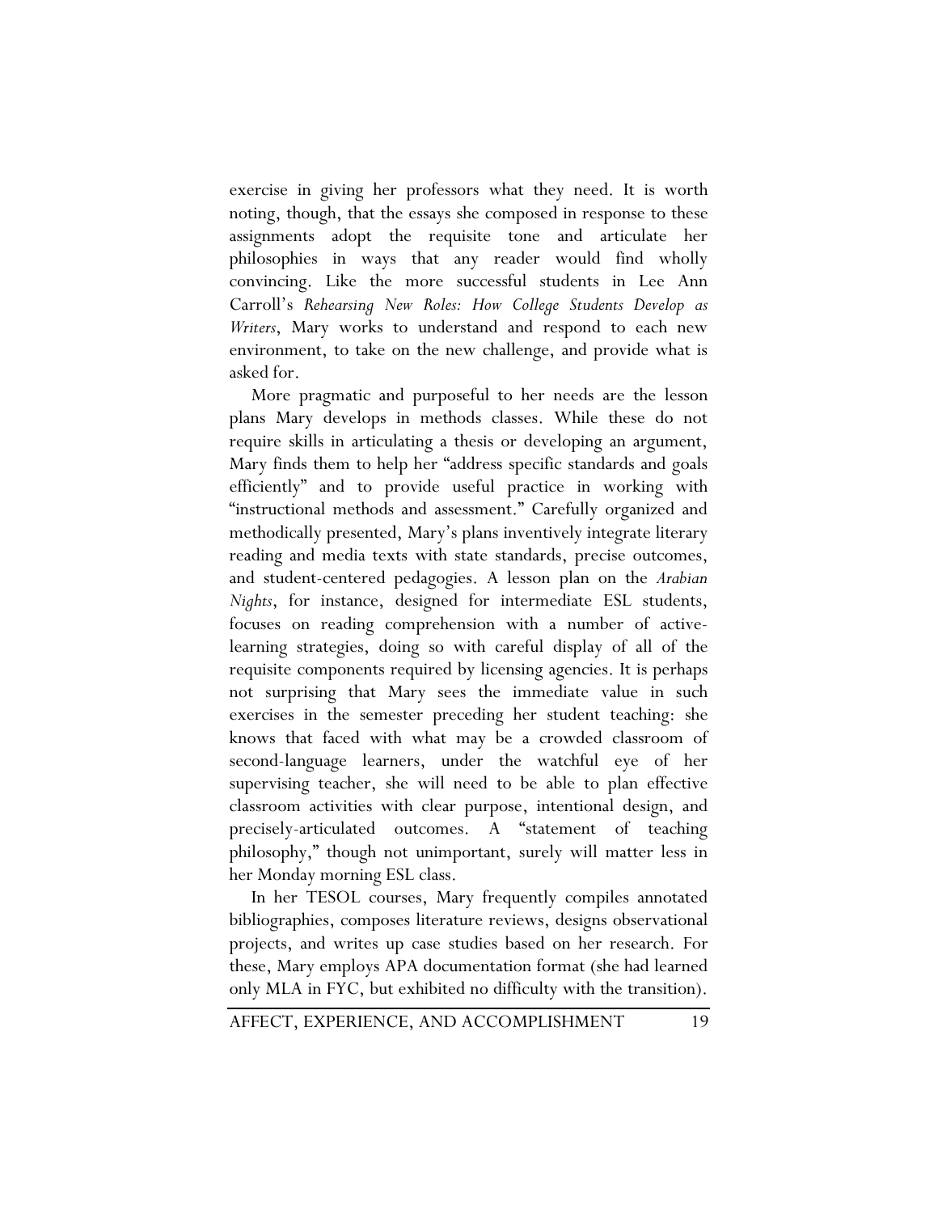exercise in giving her professors what they need. It is worth noting, though, that the essays she composed in response to these assignments adopt the requisite tone and articulate her philosophies in ways that any reader would find wholly convincing. Like the more successful students in Lee Ann Carroll's *Rehearsing New Roles: How College Students Develop as Writers*, Mary works to understand and respond to each new environment, to take on the new challenge, and provide what is asked for.

More pragmatic and purposeful to her needs are the lesson plans Mary develops in methods classes. While these do not require skills in articulating a thesis or developing an argument, Mary finds them to help her "address specific standards and goals efficiently" and to provide useful practice in working with "instructional methods and assessment." Carefully organized and methodically presented, Mary's plans inventively integrate literary reading and media texts with state standards, precise outcomes, and student-centered pedagogies. A lesson plan on the *Arabian Nights*, for instance, designed for intermediate ESL students, focuses on reading comprehension with a number of active-learning strategies, doing so with careful display of all of the requisite components required by licensing agencies. It is perhaps not surprising that Mary sees the immediate value in such exercises in the semester preceding her student teaching: she knows that faced with what may be a crowded classroom of second-language learners, under the watchful eye of her supervising teacher, she will need to be able to plan effective classroom activities with clear purpose, intentional design, and precisely-articulated outcomes. A "statement of teaching philosophy," though not unimportant, surely will matter less in her Monday morning ESL class.

In her TESOL courses, Mary frequently compiles annotated bibliographies, composes literature reviews, designs observational projects, and writes up case studies based on her research. For these, Mary employs APA documentation format (she had learned only MLA in FYC, but exhibited no difficulty with the transition).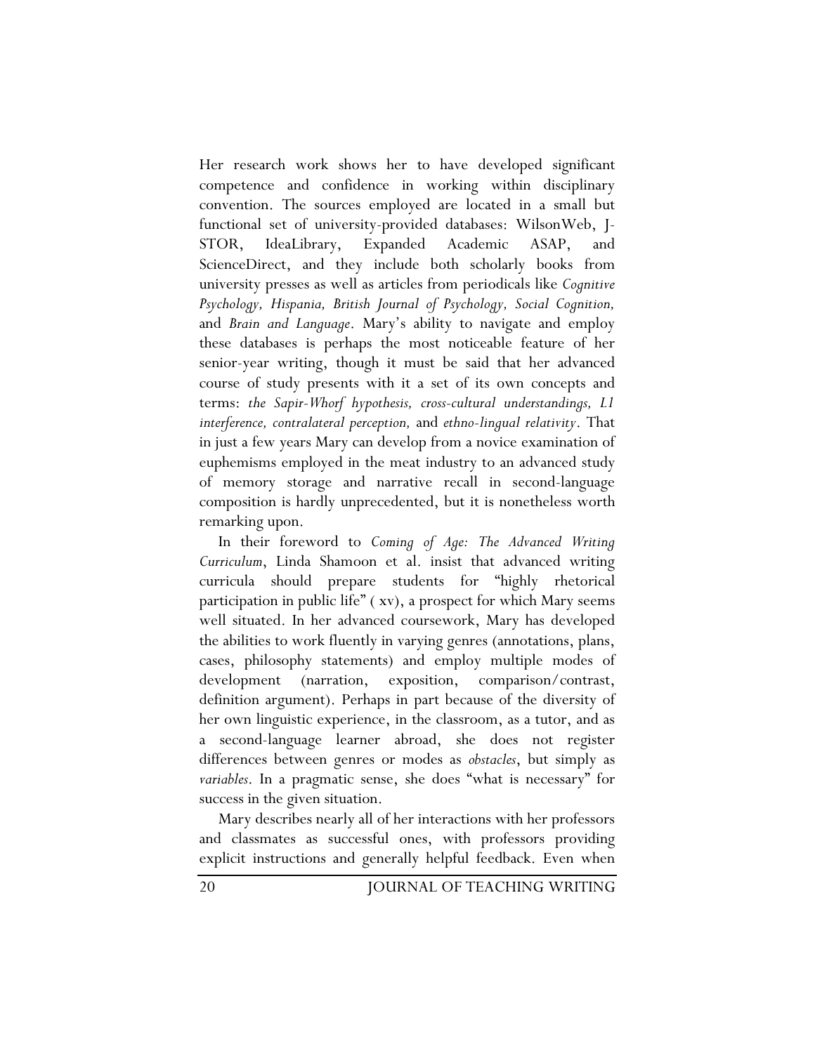Her research work shows her to have developed significant competence and confidence in working within disciplinary convention. The sources employed are located in a small but functional set of university-provided databases: WilsonWeb, J-STOR, IdeaLibrary, Expanded Academic ASAP, and ScienceDirect, and they include both scholarly books from university presses as well as articles from periodicals like *Cognitive Psychology, Hispania, British Journal of Psychology, Social Cognition,* and *Brain and Language*. Mary's ability to navigate and employ these databases is perhaps the most noticeable feature of her senior-year writing, though it must be said that her advanced course of study presents with it a set of its own concepts and terms: *the Sapir-Whorf hypothesis, cross-cultural understandings, L1 interference, contralateral perception,* and *ethno-lingual relativity*. That in just a few years Mary can develop from a novice examination of euphemisms employed in the meat industry to an advanced study of memory storage and narrative recall in second-language composition is hardly unprecedented, but it is nonetheless worth remarking upon.

In their foreword to *Coming of Age: The Advanced Writing Curriculum*, Linda Shamoon et al. insist that advanced writing curricula should prepare students for "highly rhetorical participation in public life" ( xv), a prospect for which Mary seems well situated. In her advanced coursework, Mary has developed the abilities to work fluently in varying genres (annotations, plans, cases, philosophy statements) and employ multiple modes of development (narration, exposition, comparison/contrast, definition argument). Perhaps in part because of the diversity of her own linguistic experience, in the classroom, as a tutor, and as a second-language learner abroad, she does not register differences between genres or modes as *obstacles*, but simply as *variables*. In a pragmatic sense, she does "what is necessary" for success in the given situation.

Mary describes nearly all of her interactions with her professors and classmates as successful ones, with professors providing explicit instructions and generally helpful feedback. Even when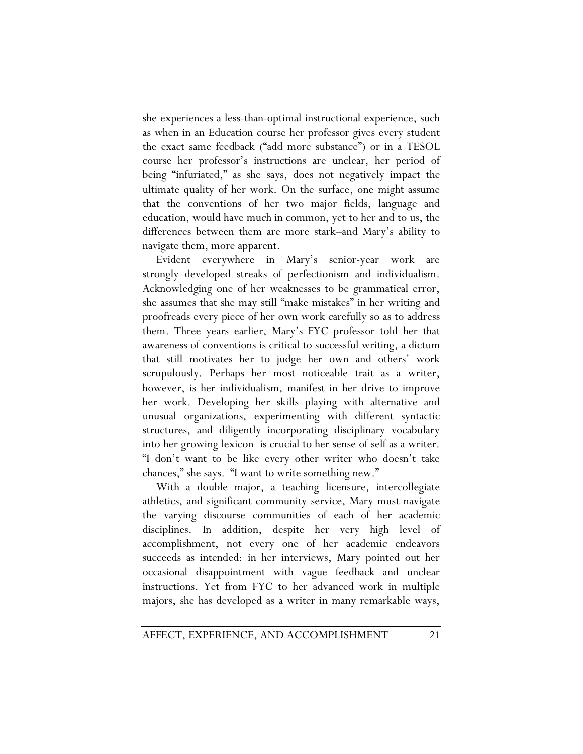she experiences a less-than-optimal instructional experience, such as when in an Education course her professor gives every student the exact same feedback ("add more substance") or in a TESOL course her professor's instructions are unclear, her period of being "infuriated," as she says, does not negatively impact the ultimate quality of her work. On the surface, one might assume that the conventions of her two major fields, language and education, would have much in common, yet to her and to us, the differences between them are more stark–and Mary's ability to navigate them, more apparent.

Evident everywhere in Mary's senior-year work are strongly developed streaks of perfectionism and individualism. Acknowledging one of her weaknesses to be grammatical error, she assumes that she may still "make mistakes" in her writing and proofreads every piece of her own work carefully so as to address them. Three years earlier, Mary's FYC professor told her that awareness of conventions is critical to successful writing, a dictum that still motivates her to judge her own and others' work scrupulously. Perhaps her most noticeable trait as a writer, however, is her individualism, manifest in her drive to improve her work. Developing her skills–playing with alternative and unusual organizations, experimenting with different syntactic structures, and diligently incorporating disciplinary vocabulary into her growing lexicon–is crucial to her sense of self as a writer. "I don't want to be like every other writer who doesn't take chances," she says. "I want to write something new."

With a double major, a teaching licensure, intercollegiate athletics, and significant community service, Mary must navigate the varying discourse communities of each of her academic disciplines. In addition, despite her very high level of accomplishment, not every one of her academic endeavors succeeds as intended: in her interviews, Mary pointed out her occasional disappointment with vague feedback and unclear instructions. Yet from FYC to her advanced work in multiple majors, she has developed as a writer in many remarkable ways,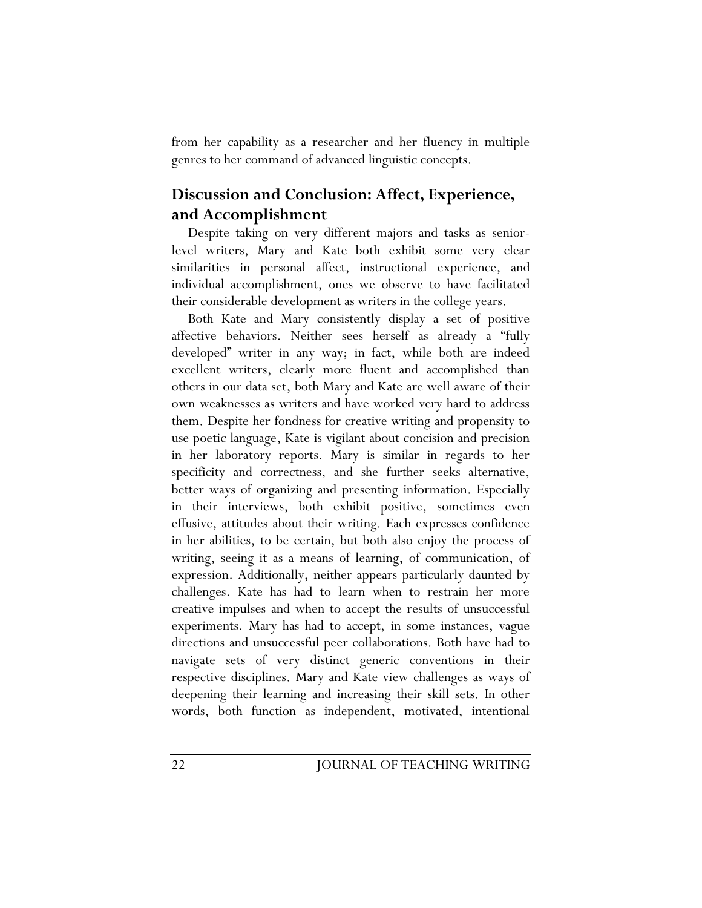from her capability as a researcher and her fluency in multiple genres to her command of advanced linguistic concepts.

## Discussion and Conclusion: Affect, Experience, and Accomplishment

Despite taking on very different majors and tasks as senior-level writers, Mary and Kate both exhibit some very clear similarities in personal affect, instructional experience, and individual accomplishment, ones we observe to have facilitated their considerable development as writers in the college years.

Both Kate and Mary consistently display a set of positive affective behaviors. Neither sees herself as already a "fully developed" writer in any way; in fact, while both are indeed excellent writers, clearly more fluent and accomplished than others in our data set, both Mary and Kate are well aware of their own weaknesses as writers and have worked very hard to address them. Despite her fondness for creative writing and propensity to use poetic language, Kate is vigilant about concision and precision in her laboratory reports. Mary is similar in regards to her specificity and correctness, and she further seeks alternative, better ways of organizing and presenting information. Especially in their interviews, both exhibit positive, sometimes even effusive, attitudes about their writing. Each expresses confidence in her abilities, to be certain, but both also enjoy the process of writing, seeing it as a means of learning, of communication, of expression. Additionally, neither appears particularly daunted by challenges. Kate has had to learn when to restrain her more creative impulses and when to accept the results of unsuccessful experiments. Mary has had to accept, in some instances, vague directions and unsuccessful peer collaborations. Both have had to navigate sets of very distinct generic conventions in their respective disciplines. Mary and Kate view challenges as ways of deepening their learning and increasing their skill sets. In other words, both function as independent, motivated, intentional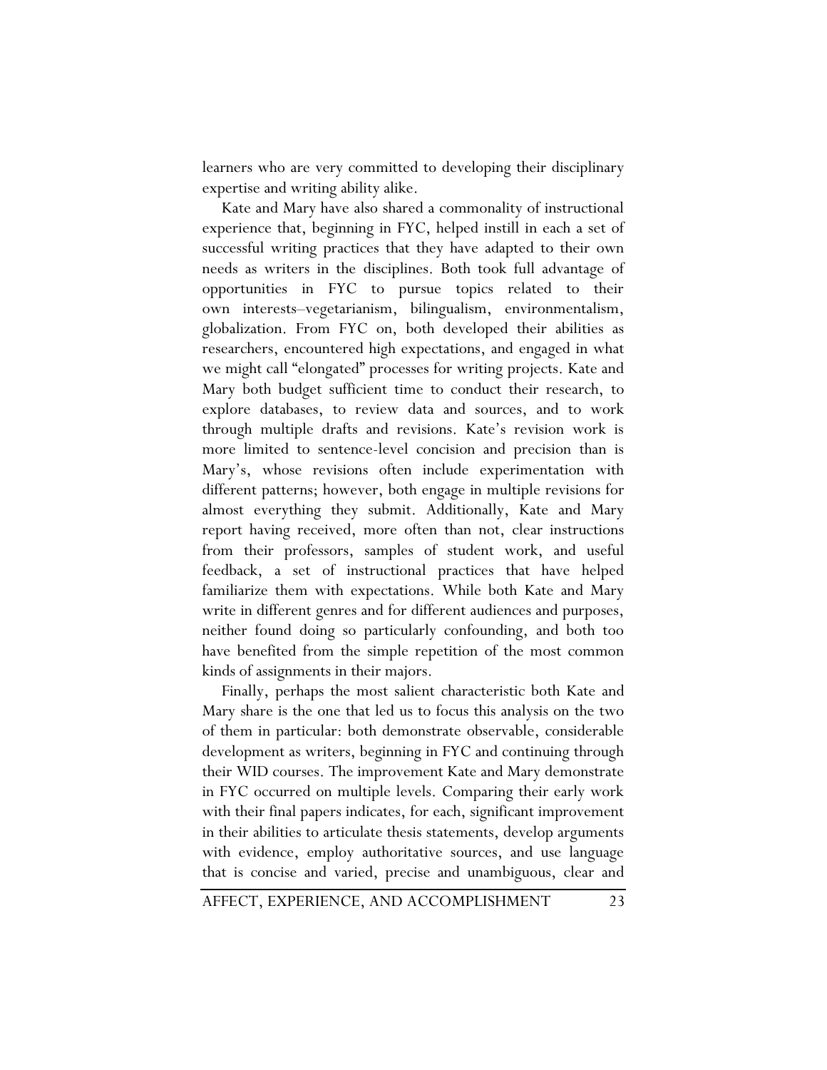learners who are very committed to developing their disciplinary expertise and writing ability alike.

Kate and Mary have also shared a commonality of instructional experience that, beginning in FYC, helped instill in each a set of successful writing practices that they have adapted to their own needs as writers in the disciplines. Both took full advantage of opportunities in FYC to pursue topics related to their own interests–vegetarianism, bilingualism, environmentalism, globalization. From FYC on, both developed their abilities as researchers, encountered high expectations, and engaged in what we might call "elongated" processes for writing projects. Kate and Mary both budget sufficient time to conduct their research, to explore databases, to review data and sources, and to work through multiple drafts and revisions. Kate's revision work is more limited to sentence-level concision and precision than is Mary's, whose revisions often include experimentation with different patterns; however, both engage in multiple revisions for almost everything they submit. Additionally, Kate and Mary report having received, more often than not, clear instructions from their professors, samples of student work, and useful feedback, a set of instructional practices that have helped familiarize them with expectations. While both Kate and Mary write in different genres and for different audiences and purposes, neither found doing so particularly confounding, and both too have benefited from the simple repetition of the most common kinds of assignments in their majors.

Finally, perhaps the most salient characteristic both Kate and Mary share is the one that led us to focus this analysis on the two of them in particular: both demonstrate observable, considerable development as writers, beginning in FYC and continuing through their WID courses. The improvement Kate and Mary demonstrate in FYC occurred on multiple levels. Comparing their early work with their final papers indicates, for each, significant improvement in their abilities to articulate thesis statements, develop arguments with evidence, employ authoritative sources, and use language that is concise and varied, precise and unambiguous, clear and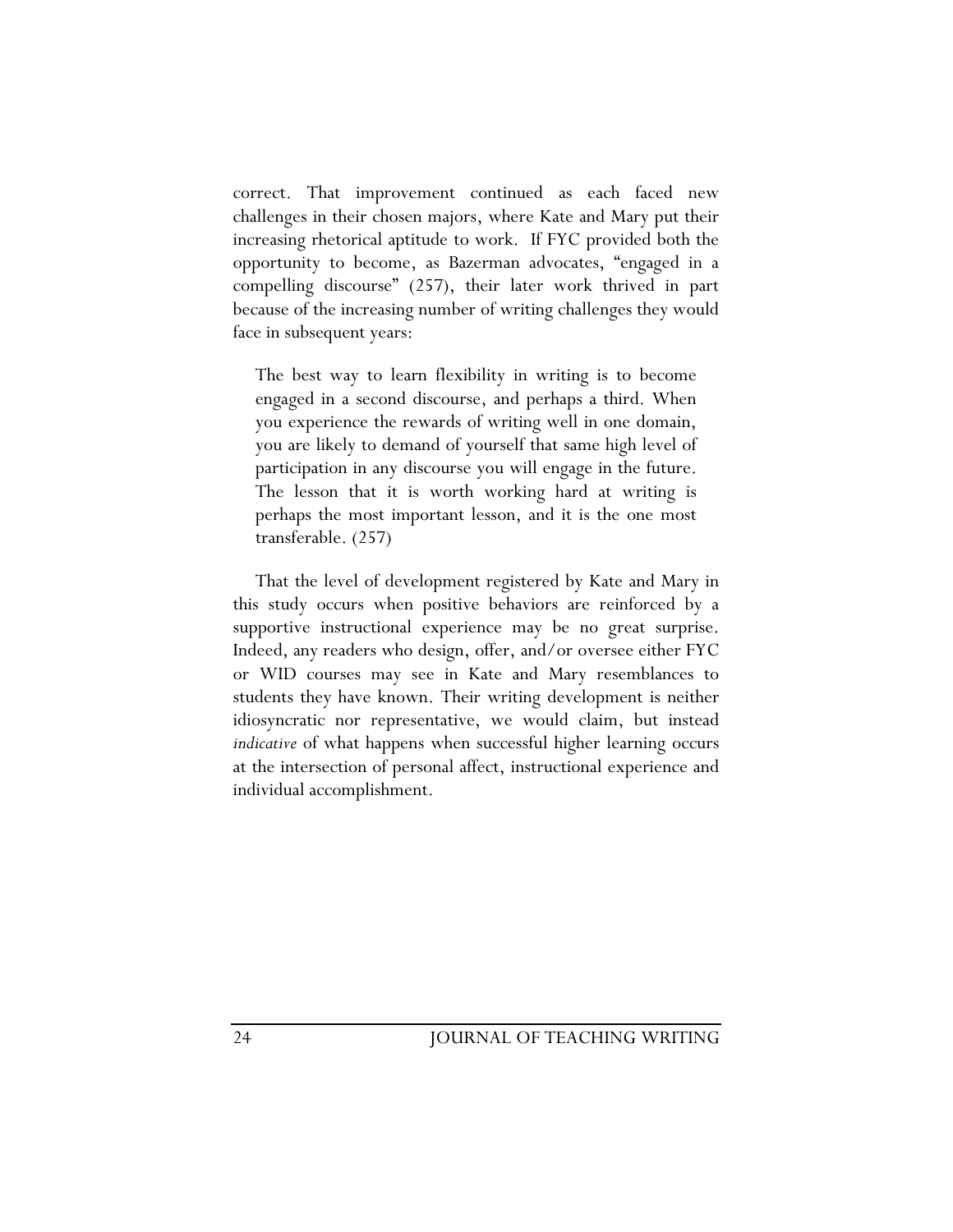correct. That improvement continued as each faced new challenges in their chosen majors, where Kate and Mary put their increasing rhetorical aptitude to work. If FYC provided both the opportunity to become, as Bazerman advocates, "engaged in a compelling discourse" (257), their later work thrived in part because of the increasing number of writing challenges they would face in subsequent years:

> The best way to learn flexibility in writing is to become engaged in a second discourse, and perhaps a third. When you experience the rewards of writing well in one domain, you are likely to demand of yourself that same high level of participation in any discourse you will engage in the future. The lesson that it is worth working hard at writing is perhaps the most important lesson, and it is the one most transferable. (257)

That the level of development registered by Kate and Mary in this study occurs when positive behaviors are reinforced by a supportive instructional experience may be no great surprise. Indeed, any readers who design, offer, and/or oversee either FYC or WID courses may see in Kate and Mary resemblances to students they have known. Their writing development is neither idiosyncratic nor representative, we would claim, but instead *indicative* of what happens when successful higher learning occurs at the intersection of personal affect, instructional experience and individual accomplishment.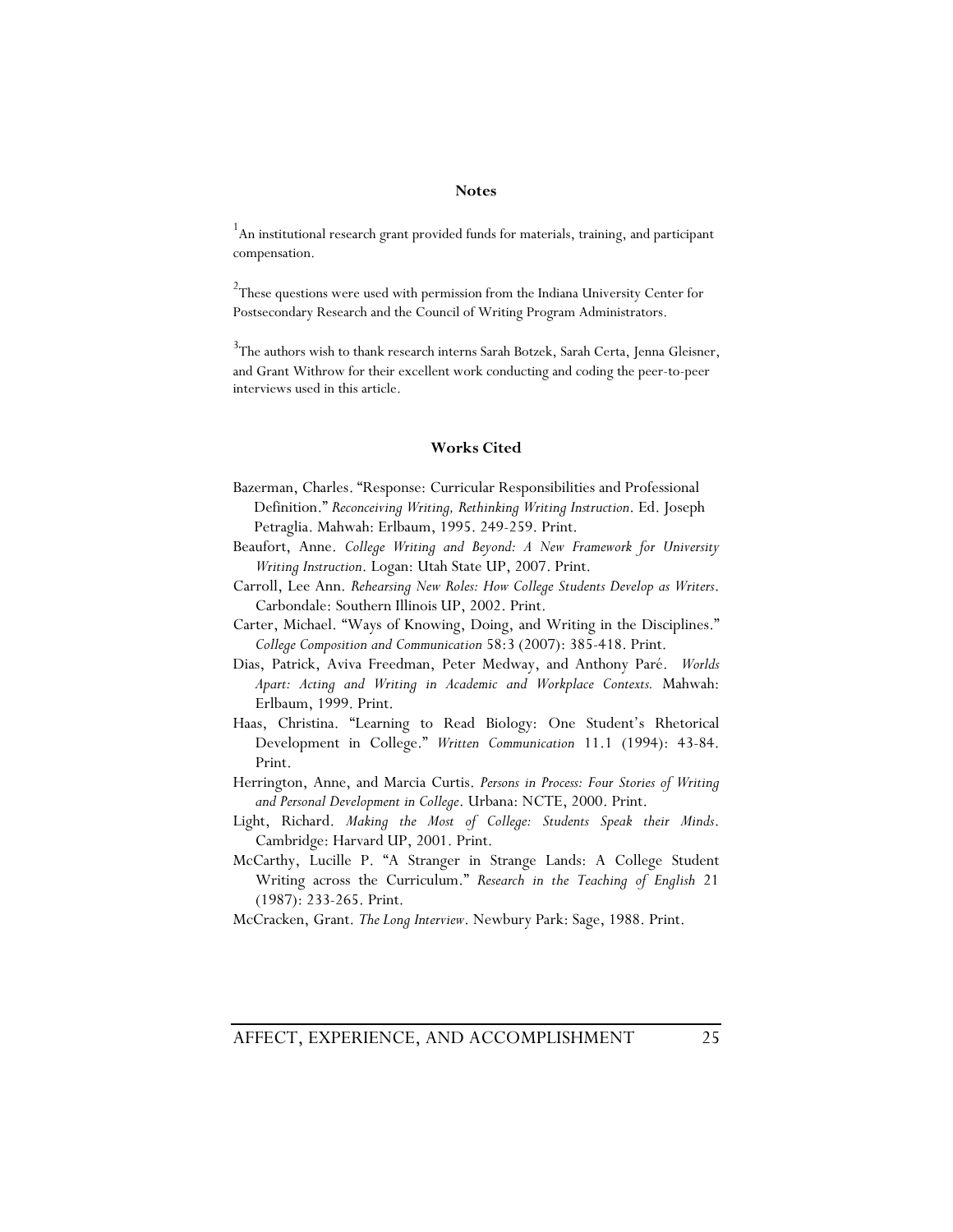## Notes

[1]An institutional research grant provided funds for materials, training, and participant compensation.

[2]These questions were used with permission from the Indiana University Center for Postsecondary Research and the Council of Writing Program Administrators.

[3]The authors wish to thank research interns Sarah Botzek, Sarah Certa, Jenna Gleisner, and Grant Withrow for their excellent work conducting and coding the peer-to-peer interviews used in this article.

## Works Cited

Bazerman, Charles. "Response: Curricular Responsibilities and Professional Definition." *Reconceiving Writing, Rethinking Writing Instruction*. Ed. Joseph Petraglia. Mahwah: Erlbaum, 1995. 249-259. Print.

Beaufort, Anne. *College Writing and Beyond: A New Framework for University Writing Instruction*. Logan: Utah State UP, 2007. Print.

Carroll, Lee Ann. *Rehearsing New Roles: How College Students Develop as Writers*. Carbondale: Southern Illinois UP, 2002. Print.

Carter, Michael. "Ways of Knowing, Doing, and Writing in the Disciplines." *College Composition and Communication* 58:3 (2007): 385-418. Print.

Dias, Patrick, Aviva Freedman, Peter Medway, and Anthony Paré. *Worlds Apart: Acting and Writing in Academic and Workplace Contexts.* Mahwah: Erlbaum, 1999. Print.

Haas, Christina. "Learning to Read Biology: One Student's Rhetorical Development in College." *Written Communication* 11.1 (1994): 43-84. Print.

Herrington, Anne, and Marcia Curtis. *Persons in Process: Four Stories of Writing and Personal Development in College*. Urbana: NCTE, 2000. Print.

Light, Richard. *Making the Most of College: Students Speak their Minds*. Cambridge: Harvard UP, 2001. Print.

McCarthy, Lucille P. "A Stranger in Strange Lands: A College Student Writing across the Curriculum." *Research in the Teaching of English* 21 (1987): 233-265. Print.

McCracken, Grant. *The Long Interview*. Newbury Park: Sage, 1988. Print.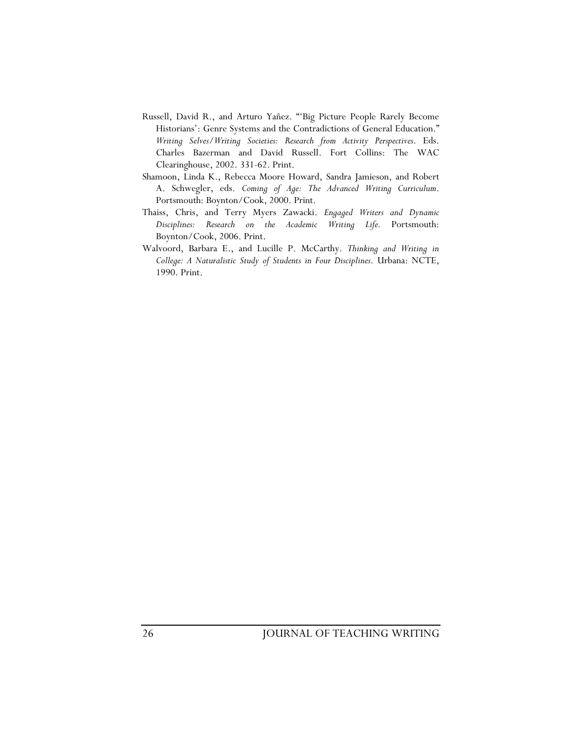Russell, David R., and Arturo Yañez. "'Big Picture People Rarely Become Historians': Genre Systems and the Contradictions of General Education." *Writing Selves/Writing Societies: Research from Activity Perspectives*. Eds. Charles Bazerman and David Russell. Fort Collins: The WAC Clearinghouse, 2002. 331-62. Print.

Shamoon, Linda K., Rebecca Moore Howard, Sandra Jamieson, and Robert A. Schwegler, eds. *Coming of Age: The Advanced Writing Curriculum*. Portsmouth: Boynton/Cook, 2000. Print.

Thaiss, Chris, and Terry Myers Zawacki. *Engaged Writers and Dynamic Disciplines: Research on the Academic Writing Life.* Portsmouth: Boynton/Cook, 2006. Print.

Walvoord, Barbara E., and Lucille P. McCarthy. *Thinking and Writing in College: A Naturalistic Study of Students in Four Disciplines*. Urbana: NCTE, 1990. Print.